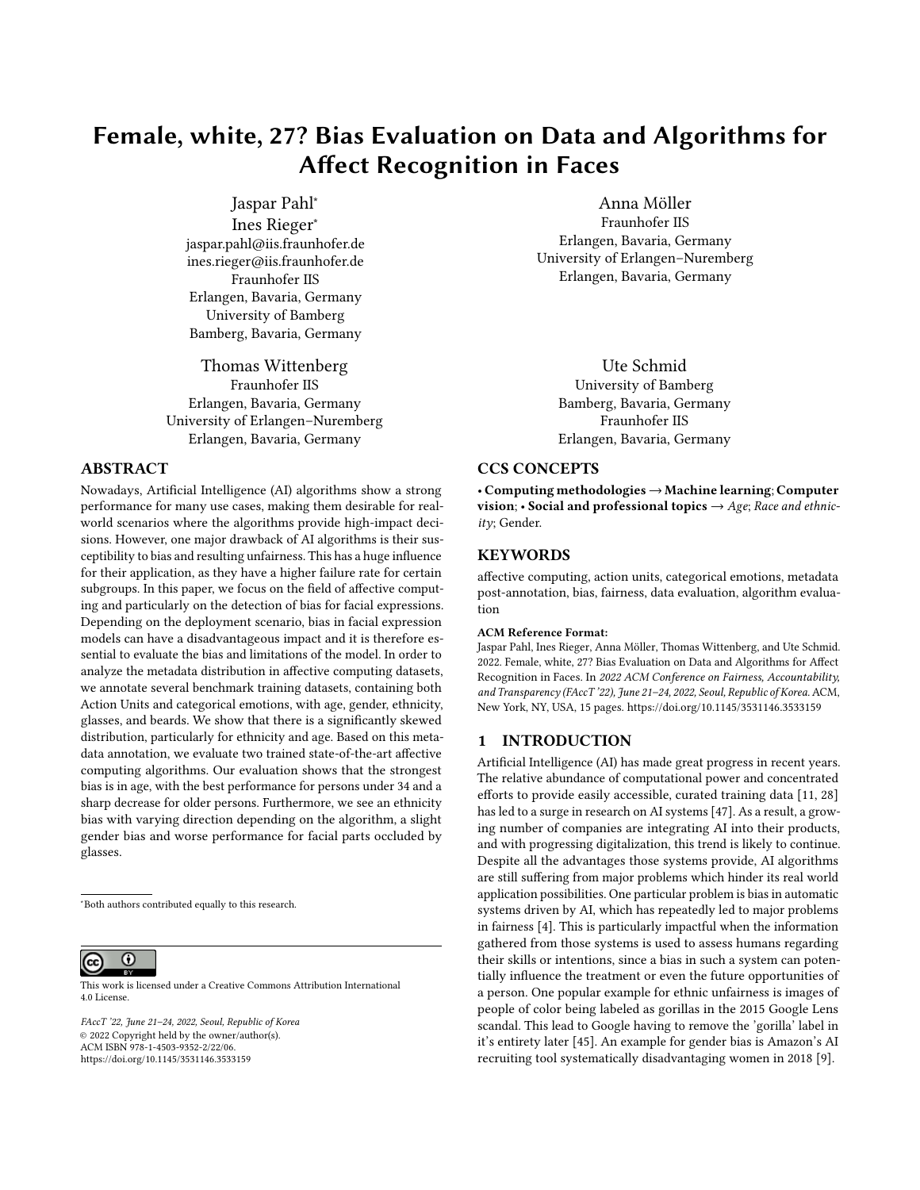# Female, white, 27? Bias Evaluation on Data and Algorithms for Affect Recognition in Faces

Jaspar Pahl*
Ines Rieger*
jaspar.pahl@iis.fraunhofer.de
ines.rieger@iis.fraunhofer.de
Fraunhofer IIS
Erlangen, Bavaria, Germany
University of Bamberg
Bamberg, Bavaria, Germany

Anna Möller
Fraunhofer IIS
Erlangen, Bavaria, Germany
University of Erlangen–Nuremberg
Erlangen, Bavaria, Germany

Thomas Wittenberg
Fraunhofer IIS
Erlangen, Bavaria, Germany
University of Erlangen–Nuremberg
Erlangen, Bavaria, Germany

Ute Schmid
University of Bamberg
Bamberg, Bavaria, Germany
Fraunhofer IIS
Erlangen, Bavaria, Germany

## ABSTRACT

Nowadays, Artificial Intelligence (AI) algorithms show a strong performance for many use cases, making them desirable for real-world scenarios where the algorithms provide high-impact decisions. However, one major drawback of AI algorithms is their susceptibility to bias and resulting unfairness. This has a huge influence for their application, as they have a higher failure rate for certain subgroups. In this paper, we focus on the field of affective computing and particularly on the detection of bias for facial expressions. Depending on the deployment scenario, bias in facial expression models can have a disadvantageous impact and it is therefore essential to evaluate the bias and limitations of the model. In order to analyze the metadata distribution in affective computing datasets, we annotate several benchmark training datasets, containing both Action Units and categorical emotions, with age, gender, ethnicity, glasses, and beards. We show that there is a significantly skewed distribution, particularly for ethnicity and age. Based on this metadata annotation, we evaluate two trained state-of-the-art affective computing algorithms. Our evaluation shows that the strongest bias is in age, with the best performance for persons under 34 and a sharp decrease for older persons. Furthermore, we see an ethnicity bias with varying direction depending on the algorithm, a slight gender bias and worse performance for facial parts occluded by glasses.

*Both authors contributed equally to this research.

This work is licensed under a Creative Commons Attribution International 4.0 License.

*FAccT '22, June 21–24, 2022, Seoul, Republic of Korea*
© 2022 Copyright held by the owner/author(s).
ACM ISBN 978-1-4503-9352-2/22/06.
https://doi.org/10.1145/3531146.3533159

## CCS CONCEPTS

• **Computing methodologies** → **Machine learning**; **Computer vision**; • **Social and professional topics** → *Age*; *Race and ethnicity*; Gender.

## KEYWORDS

affective computing, action units, categorical emotions, metadata post-annotation, bias, fairness, data evaluation, algorithm evaluation

**ACM Reference Format:**
Jaspar Pahl, Ines Rieger, Anna Möller, Thomas Wittenberg, and Ute Schmid. 2022. Female, white, 27? Bias Evaluation on Data and Algorithms for Affect Recognition in Faces. In *2022 ACM Conference on Fairness, Accountability, and Transparency (FAccT '22), June 21–24, 2022, Seoul, Republic of Korea.* ACM, New York, NY, USA, 15 pages. https://doi.org/10.1145/3531146.3533159

## 1 INTRODUCTION

Artificial Intelligence (AI) has made great progress in recent years. The relative abundance of computational power and concentrated efforts to provide easily accessible, curated training data [11, 28] has led to a surge in research on AI systems [47]. As a result, a growing number of companies are integrating AI into their products, and with progressing digitalization, this trend is likely to continue. Despite all the advantages those systems provide, AI algorithms are still suffering from major problems which hinder its real world application possibilities. One particular problem is bias in automatic systems driven by AI, which has repeatedly led to major problems in fairness [4]. This is particularly impactful when the information gathered from those systems is used to assess humans regarding their skills or intentions, since a bias in such a system can potentially influence the treatment or even the future opportunities of a person. One popular example for ethnic unfairness is images of people of color being labeled as gorillas in the 2015 Google Lens scandal. This lead to Google having to remove the 'gorilla' label in it's entirety later [45]. An example for gender bias is Amazon's AI recruiting tool systematically disadvantaging women in 2018 [9].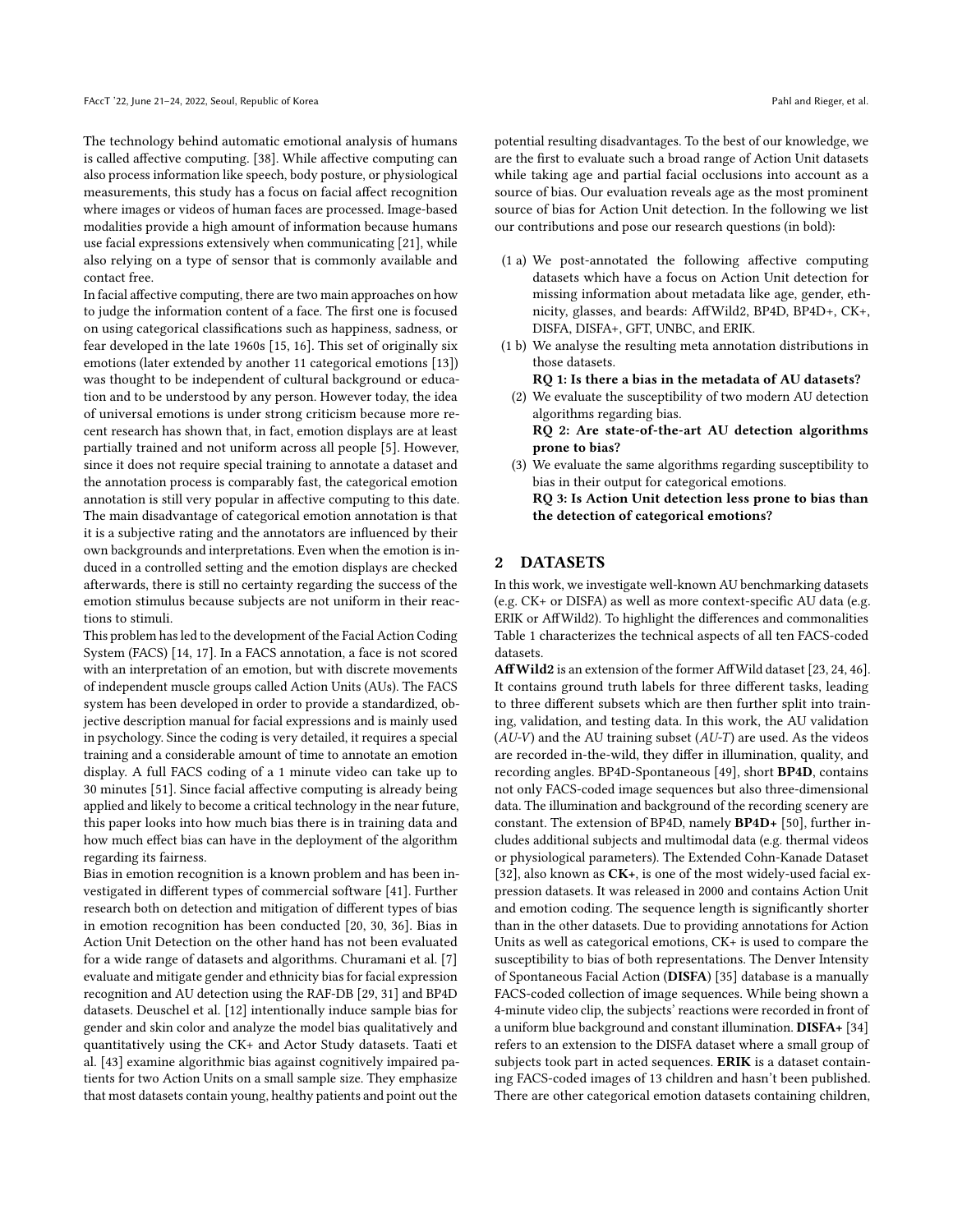The technology behind automatic emotional analysis of humans is called affective computing. [38]. While affective computing can also process information like speech, body posture, or physiological measurements, this study has a focus on facial affect recognition where images or videos of human faces are processed. Image-based modalities provide a high amount of information because humans use facial expressions extensively when communicating [21], while also relying on a type of sensor that is commonly available and contact free.

In facial affective computing, there are two main approaches on how to judge the information content of a face. The first one is focused on using categorical classifications such as happiness, sadness, or fear developed in the late 1960s [15, 16]. This set of originally six emotions (later extended by another 11 categorical emotions [13]) was thought to be independent of cultural background or education and to be understood by any person. However today, the idea of universal emotions is under strong criticism because more recent research has shown that, in fact, emotion displays are at least partially trained and not uniform across all people [5]. However, since it does not require special training to annotate a dataset and the annotation process is comparably fast, the categorical emotion annotation is still very popular in affective computing to this date. The main disadvantage of categorical emotion annotation is that it is a subjective rating and the annotators are influenced by their own backgrounds and interpretations. Even when the emotion is induced in a controlled setting and the emotion displays are checked afterwards, there is still no certainty regarding the success of the emotion stimulus because subjects are not uniform in their reactions to stimuli.

This problem has led to the development of the Facial Action Coding System (FACS) [14, 17]. In a FACS annotation, a face is not scored with an interpretation of an emotion, but with discrete movements of independent muscle groups called Action Units (AUs). The FACS system has been developed in order to provide a standardized, objective description manual for facial expressions and is mainly used in psychology. Since the coding is very detailed, it requires a special training and a considerable amount of time to annotate an emotion display. A full FACS coding of a 1 minute video can take up to 30 minutes [51]. Since facial affective computing is already being applied and likely to become a critical technology in the near future, this paper looks into how much bias there is in training data and how much effect bias can have in the deployment of the algorithm regarding its fairness.

Bias in emotion recognition is a known problem and has been investigated in different types of commercial software [41]. Further research both on detection and mitigation of different types of bias in emotion recognition has been conducted [20, 30, 36]. Bias in Action Unit Detection on the other hand has not been evaluated for a wide range of datasets and algorithms. Churamani et al. [7] evaluate and mitigate gender and ethnicity bias for facial expression recognition and AU detection using the RAF-DB [29, 31] and BP4D datasets. Deuschel et al. [12] intentionally induce sample bias for gender and skin color and analyze the model bias qualitatively and quantitatively using the CK+ and Actor Study datasets. Taati et al. [43] examine algorithmic bias against cognitively impaired patients for two Action Units on a small sample size. They emphasize that most datasets contain young, healthy patients and point out the potential resulting disadvantages. To the best of our knowledge, we are the first to evaluate such a broad range of Action Unit datasets while taking age and partial facial occlusions into account as a source of bias. Our evaluation reveals age as the most prominent source of bias for Action Unit detection. In the following we list our contributions and pose our research questions (in bold):

- (1 a) We post-annotated the following affective computing datasets which have a focus on Action Unit detection for missing information about metadata like age, gender, ethnicity, glasses, and beards: AffWild2, BP4D, BP4D+, CK+, DISFA, DISFA+, GFT, UNBC, and ERIK.
- (1 b) We analyse the resulting meta annotation distributions in those datasets.
  **RQ 1: Is there a bias in the metadata of AU datasets?**
- (2) We evaluate the susceptibility of two modern AU detection algorithms regarding bias.
  **RQ 2: Are state-of-the-art AU detection algorithms prone to bias?**
- (3) We evaluate the same algorithms regarding susceptibility to bias in their output for categorical emotions.
  **RQ 3: Is Action Unit detection less prone to bias than the detection of categorical emotions?**

## 2 DATASETS

In this work, we investigate well-known AU benchmarking datasets (e.g. CK+ or DISFA) as well as more context-specific AU data (e.g. ERIK or AffWild2). To highlight the differences and commonalities Table 1 characterizes the technical aspects of all ten FACS-coded datasets.

**AffWild2** is an extension of the former AffWild dataset [23, 24, 46]. It contains ground truth labels for three different tasks, leading to three different subsets which are then further split into training, validation, and testing data. In this work, the AU validation (*AU-V*) and the AU training subset (*AU-T*) are used. As the videos are recorded in-the-wild, they differ in illumination, quality, and recording angles. BP4D-Spontaneous [49], short **BP4D**, contains not only FACS-coded image sequences but also three-dimensional data. The illumination and background of the recording scenery are constant. The extension of BP4D, namely **BP4D+** [50], further includes additional subjects and multimodal data (e.g. thermal videos or physiological parameters). The Extended Cohn-Kanade Dataset [32], also known as **CK+**, is one of the most widely-used facial expression datasets. It was released in 2000 and contains Action Unit and emotion coding. The sequence length is significantly shorter than in the other datasets. Due to providing annotations for Action Units as well as categorical emotions, CK+ is used to compare the susceptibility to bias of both representations. The Denver Intensity of Spontaneous Facial Action (**DISFA**) [35] database is a manually FACS-coded collection of image sequences. While being shown a 4-minute video clip, the subjects' reactions were recorded in front of a uniform blue background and constant illumination. **DISFA+** [34] refers to an extension to the DISFA dataset where a small group of subjects took part in acted sequences. **ERIK** is a dataset containing FACS-coded images of 13 children and hasn't been published. There are other categorical emotion datasets containing children,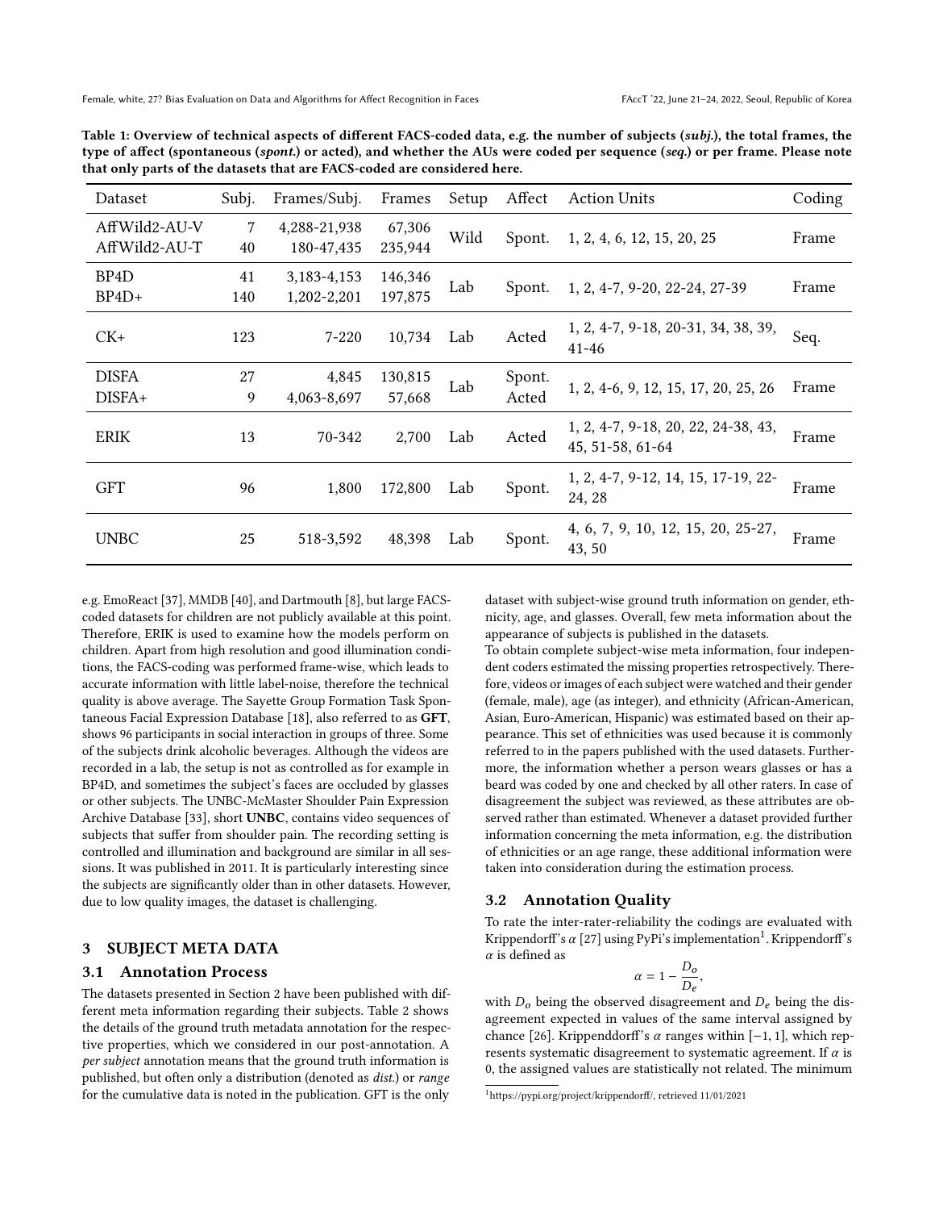**Table 1: Overview of technical aspects of different FACS-coded data, e.g. the number of subjects (*subj.*), the total frames, the type of affect (spontaneous (*spont.*) or acted), and whether the AUs were coded per sequence (*seq.*) or per frame. Please note that only parts of the datasets that are FACS-coded are considered here.**

| Dataset | Subj. | Frames/Subj. | Frames | Setup | Affect | Action Units | Coding |
|---|---|---|---|---|---|---|---|
| AffWild2-AU-V | 7 | 4,288-21,938 | 67,306 | Wild | Spont. | 1, 2, 4, 6, 12, 15, 20, 25 | Frame |
| AffWild2-AU-T | 40 | 180-47,435 | 235,944 | | | | |
| BP4D | 41 | 3,183-4,153 | 146,346 | Lab | Spont. | 1, 2, 4-7, 9-20, 22-24, 27-39 | Frame |
| BP4D+ | 140 | 1,202-2,201 | 197,875 | | | | |
| CK+ | 123 | 7-220 | 10,734 | Lab | Acted | 1, 2, 4-7, 9-18, 20-31, 34, 38, 39, 41-46 | Seq. |
| DISFA | 27 | 4,845 | 130,815 | Lab | Spont. | 1, 2, 4-6, 9, 12, 15, 17, 20, 25, 26 | Frame |
| DISFA+ | 9 | 4,063-8,697 | 57,668 | | Acted | | |
| ERIK | 13 | 70-342 | 2,700 | Lab | Acted | 1, 2, 4-7, 9-18, 20, 22, 24-38, 43, 45, 51-58, 61-64 | Frame |
| GFT | 96 | 1,800 | 172,800 | Lab | Spont. | 1, 2, 4-7, 9-12, 14, 15, 17-19, 22-24, 28 | Frame |
| UNBC | 25 | 518-3,592 | 48,398 | Lab | Spont. | 4, 6, 7, 9, 10, 12, 15, 20, 25-27, 43, 50 | Frame |

e.g. EmoReact [37], MMDB [40], and Dartmouth [8], but large FACS-coded datasets for children are not publicly available at this point. Therefore, ERIK is used to examine how the models perform on children. Apart from high resolution and good illumination conditions, the FACS-coding was performed frame-wise, which leads to accurate information with little label-noise, therefore the technical quality is above average. The Sayette Group Formation Task Spontaneous Facial Expression Database [18], also referred to as **GFT**, shows 96 participants in social interaction in groups of three. Some of the subjects drink alcoholic beverages. Although the videos are recorded in a lab, the setup is not as controlled as for example in BP4D, and sometimes the subject's faces are occluded by glasses or other subjects. The UNBC-McMaster Shoulder Pain Expression Archive Database [33], short **UNBC**, contains video sequences of subjects that suffer from shoulder pain. The recording setting is controlled and illumination and background are similar in all sessions. It was published in 2011. It is particularly interesting since the subjects are significantly older than in other datasets. However, due to low quality images, the dataset is challenging.

## 3 SUBJECT META DATA

### 3.1 Annotation Process

The datasets presented in Section 2 have been published with different meta information regarding their subjects. Table 2 shows the details of the ground truth metadata annotation for the respective properties, which we considered in our post-annotation. A *per subject* annotation means that the ground truth information is published, but often only a distribution (denoted as *dist.*) or *range* for the cumulative data is noted in the publication. GFT is the only dataset with subject-wise ground truth information on gender, ethnicity, age, and glasses. Overall, few meta information about the appearance of subjects is published in the datasets.

To obtain complete subject-wise meta information, four independent coders estimated the missing properties retrospectively. Therefore, videos or images of each subject were watched and their gender (female, male), age (as integer), and ethnicity (African-American, Asian, Euro-American, Hispanic) was estimated based on their appearance. This set of ethnicities was used because it is commonly referred to in the papers published with the used datasets. Furthermore, the information whether a person wears glasses or has a beard was coded by one and checked by all other raters. In case of disagreement the subject was reviewed, as these attributes are observed rather than estimated. Whenever a dataset provided further information concerning the meta information, e.g. the distribution of ethnicities or an age range, these additional information were taken into consideration during the estimation process.

### 3.2 Annotation Quality

To rate the inter-rater-reliability the codings are evaluated with Krippendorff's $\alpha$ [27] using PyPi's implementation[1]. Krippendorff's $\alpha$ is defined as

$$\alpha = 1 - \frac{D_o}{D_e},$$

with $D_o$ being the observed disagreement and $D_e$ being the disagreement expected in values of the same interval assigned by chance [26]. Krippenddorff's $\alpha$ ranges within $[-1, 1]$, which represents systematic disagreement to systematic agreement. If $\alpha$ is 0, the assigned values are statistically not related. The minimum

[1] https://pypi.org/project/krippendorff/, retrieved 11/01/2021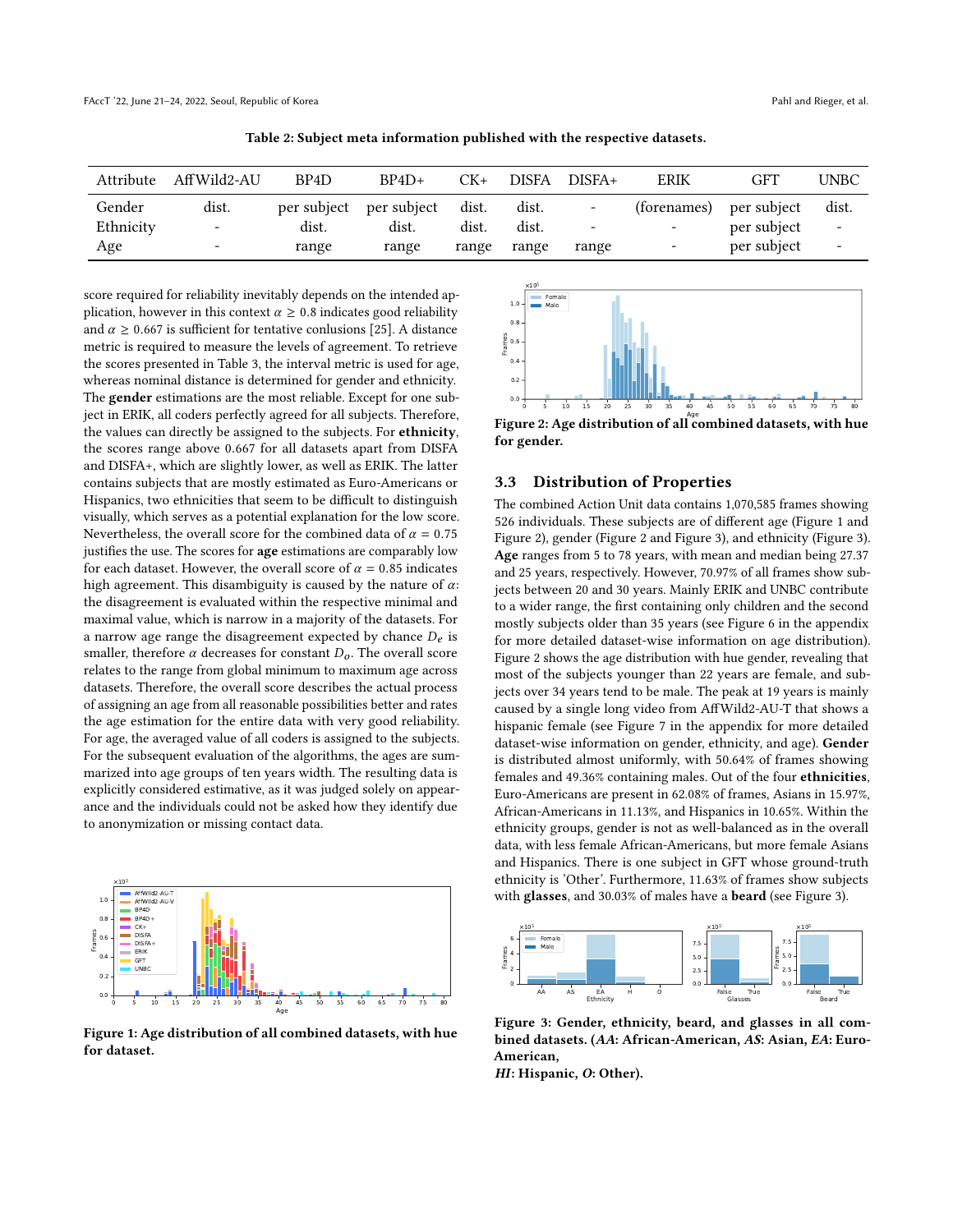Table 2: Subject meta information published with the respective datasets.

| Attribute | AffWild2-AU | BP4D | BP4D+ | CK+ | DISFA | DISFA+ | ERIK | GFT | UNBC |
|---|---|---|---|---|---|---|---|---|---|
| Gender | dist. | per subject | per subject | dist. | dist. | - | (forenames) | per subject | dist. |
| Ethnicity | - | dist. | dist. | dist. | dist. | - | - | per subject | - |
| Age | - | range | range | range | range | range | - | per subject | - |

score required for reliability inevitably depends on the intended application, however in this context $\alpha \geq 0.8$ indicates good reliability and $\alpha \geq 0.667$ is sufficient for tentative conlusions [25]. A distance metric is required to measure the levels of agreement. To retrieve the scores presented in Table 3, the interval metric is used for age, whereas nominal distance is determined for gender and ethnicity. The **gender** estimations are the most reliable. Except for one subject in ERIK, all coders perfectly agreed for all subjects. Therefore, the values can directly be assigned to the subjects. For **ethnicity**, the scores range above 0.667 for all datasets apart from DISFA and DISFA+, which are slightly lower, as well as ERIK. The latter contains subjects that are mostly estimated as Euro-Americans or Hispanics, two ethnicities that seem to be difficult to distinguish visually, which serves as a potential explanation for the low score. Nevertheless, the overall score for the combined data of $\alpha = 0.75$ justifies the use. The scores for **age** estimations are comparably low for each dataset. However, the overall score of $\alpha = 0.85$ indicates high agreement. This disambiguity is caused by the nature of $\alpha$: the disagreement is evaluated within the respective minimal and maximal value, which is narrow in a majority of the datasets. For a narrow age range the disagreement expected by chance $D_e$ is smaller, therefore $\alpha$ decreases for constant $D_o$. The overall score relates to the range from global minimum to maximum age across datasets. Therefore, the overall score describes the actual process of assigning an age from all reasonable possibilities better and rates the age estimation for the entire data with very good reliability. For age, the averaged value of all coders is assigned to the subjects. For the subsequent evaluation of the algorithms, the ages are summarized into age groups of ten years width. The resulting data is explicitly considered estimative, as it was judged solely on appearance and the individuals could not be asked how they identify due to anonymization or missing contact data.

Figure 1: Age distribution of all combined datasets, with hue for dataset.

Figure 2: Age distribution of all combined datasets, with hue for gender.

### 3.3 Distribution of Properties

The combined Action Unit data contains 1,070,585 frames showing 526 individuals. These subjects are of different age (Figure 1 and Figure 2), gender (Figure 2 and Figure 3), and ethnicity (Figure 3). **Age** ranges from 5 to 78 years, with mean and median being 27.37 and 25 years, respectively. However, 70.97% of all frames show subjects between 20 and 30 years. Mainly ERIK and UNBC contribute to a wider range, the first containing only children and the second mostly subjects older than 35 years (see Figure 6 in the appendix for more detailed dataset-wise information on age distribution). Figure 2 shows the age distribution with hue gender, revealing that most of the subjects younger than 22 years are female, and subjects over 34 years tend to be male. The peak at 19 years is mainly caused by a single long video from AffWild2-AU-T that shows a hispanic female (see Figure 7 in the appendix for more detailed dataset-wise information on gender, ethnicity, and age). **Gender** is distributed almost uniformly, with 50.64% of frames showing females and 49.36% containing males. Out of the four **ethnicities**, Euro-Americans are present in 62.08% of frames, Asians in 15.97%, African-Americans in 11.13%, and Hispanics in 10.65%. Within the ethnicity groups, gender is not as well-balanced as in the overall data, with less female African-Americans, but more female Asians and Hispanics. There is one subject in GFT whose ground-truth ethnicity is 'Other'. Furthermore, 11.63% of frames show subjects with **glasses**, and 30.03% of males have a **beard** (see Figure 3).

Figure 3: Gender, ethnicity, beard, and glasses in all combined datasets. (*AA*: African-American, *AS*: Asian, *EA*: Euro-American,
*HI*: Hispanic, *O*: Other).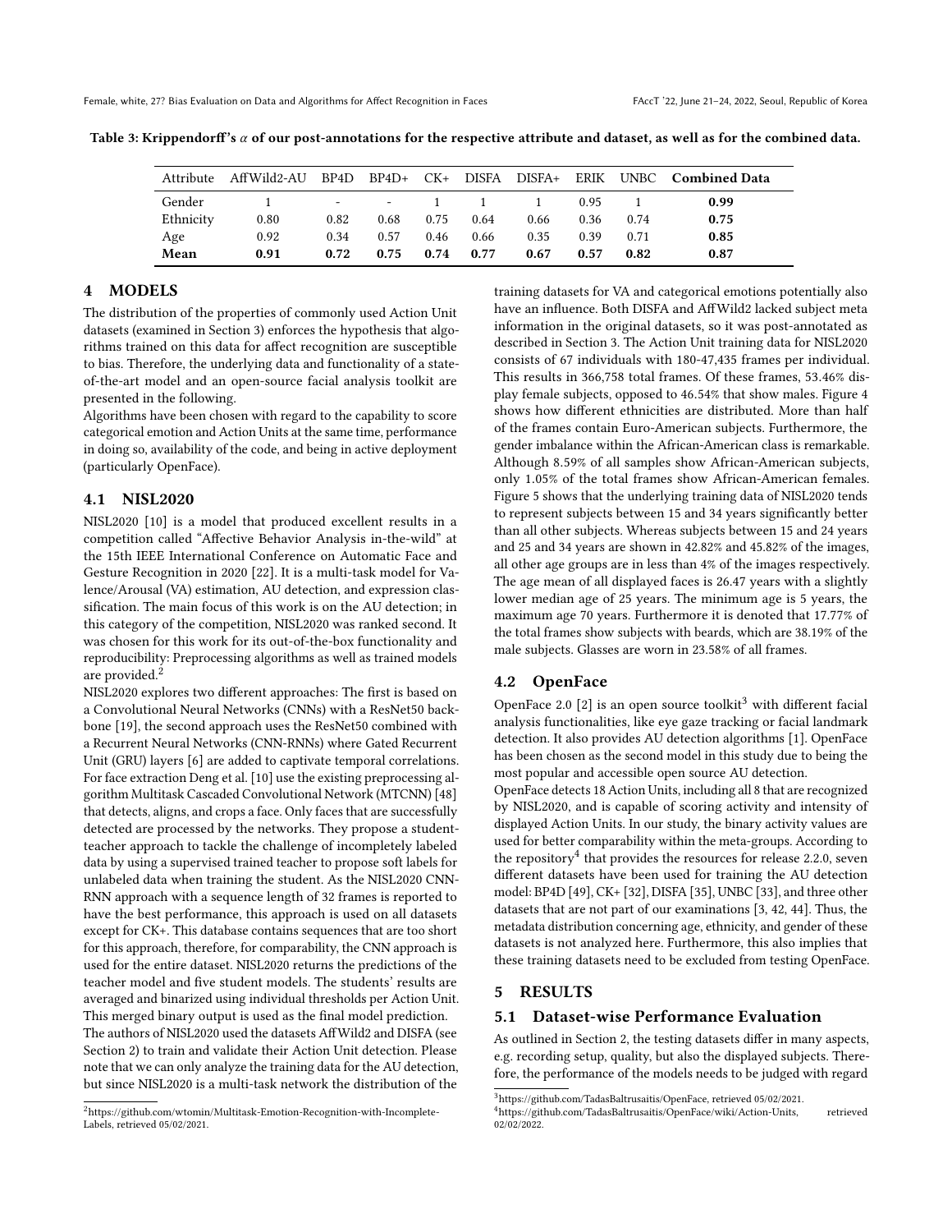Table 3: Krippendorff's $\alpha$ of our post-annotations for the respective attribute and dataset, as well as for the combined data.

| Attribute | AffWild2-AU | BP4D | BP4D+ | CK+ | DISFA | DISFA+ | ERIK | UNBC | **Combined Data** |
|---|---|---|---|---|---|---|---|---|---|
| Gender | 1 | - | - | 1 | 1 | 1 | 0.95 | 1 | **0.99** |
| Ethnicity | 0.80 | 0.82 | 0.68 | 0.75 | 0.64 | 0.66 | 0.36 | 0.74 | **0.75** |
| Age | 0.92 | 0.34 | 0.57 | 0.46 | 0.66 | 0.35 | 0.39 | 0.71 | **0.85** |
| **Mean** | **0.91** | **0.72** | **0.75** | **0.74** | **0.77** | **0.67** | **0.57** | **0.82** | **0.87** |

# 4 MODELS

The distribution of the properties of commonly used Action Unit datasets (examined in Section 3) enforces the hypothesis that algorithms trained on this data for affect recognition are susceptible to bias. Therefore, the underlying data and functionality of a state-of-the-art model and an open-source facial analysis toolkit are presented in the following.

Algorithms have been chosen with regard to the capability to score categorical emotion and Action Units at the same time, performance in doing so, availability of the code, and being in active deployment (particularly OpenFace).

## 4.1 NISL2020

NISL2020 [10] is a model that produced excellent results in a competition called "Affective Behavior Analysis in-the-wild" at the 15th IEEE International Conference on Automatic Face and Gesture Recognition in 2020 [22]. It is a multi-task model for Valence/Arousal (VA) estimation, AU detection, and expression classification. The main focus of this work is on the AU detection; in this category of the competition, NISL2020 was ranked second. It was chosen for this work for its out-of-the-box functionality and reproducibility: Preprocessing algorithms as well as trained models are provided.[2]

NISL2020 explores two different approaches: The first is based on a Convolutional Neural Networks (CNNs) with a ResNet50 backbone [19], the second approach uses the ResNet50 combined with a Recurrent Neural Networks (CNN-RNNs) where Gated Recurrent Unit (GRU) layers [6] are added to captivate temporal correlations. For face extraction Deng et al. [10] use the existing preprocessing algorithm Multitask Cascaded Convolutional Network (MTCNN) [48] that detects, aligns, and crops a face. Only faces that are successfully detected are processed by the networks. They propose a student-teacher approach to tackle the challenge of incompletely labeled data by using a supervised trained teacher to propose soft labels for unlabeled data when training the student. As the NISL2020 CNN-RNN approach with a sequence length of 32 frames is reported to have the best performance, this approach is used on all datasets except for CK+. This database contains sequences that are too short for this approach, therefore, for comparability, the CNN approach is used for the entire dataset. NISL2020 returns the predictions of the teacher model and five student models. The students' results are averaged and binarized using individual thresholds per Action Unit. This merged binary output is used as the final model prediction.

The authors of NISL2020 used the datasets AffWild2 and DISFA (see Section 2) to train and validate their Action Unit detection. Please note that we can only analyze the training data for the AU detection, but since NISL2020 is a multi-task network the distribution of the training datasets for VA and categorical emotions potentially also have an influence. Both DISFA and AffWild2 lacked subject meta information in the original datasets, so it was post-annotated as described in Section 3. The Action Unit training data for NISL2020 consists of 67 individuals with 180-47,435 frames per individual. This results in 366,758 total frames. Of these frames, 53.46% display female subjects, opposed to 46.54% that show males. Figure 4 shows how different ethnicities are distributed. More than half of the frames contain Euro-American subjects. Furthermore, the gender imbalance within the African-American class is remarkable. Although 8.59% of all samples show African-American subjects, only 1.05% of the total frames show African-American females. Figure 5 shows that the underlying training data of NISL2020 tends to represent subjects between 15 and 34 years significantly better than all other subjects. Whereas subjects between 15 and 24 years and 25 and 34 years are shown in 42.82% and 45.82% of the images, all other age groups are in less than 4% of the images respectively. The age mean of all displayed faces is 26.47 years with a slightly lower median age of 25 years. The minimum age is 5 years, the maximum age 70 years. Furthermore it is denoted that 17.77% of the total frames show subjects with beards, which are 38.19% of the male subjects. Glasses are worn in 23.58% of all frames.

## 4.2 OpenFace

OpenFace 2.0 [2] is an open source toolkit[3] with different facial analysis functionalities, like eye gaze tracking or facial landmark detection. It also provides AU detection algorithms [1]. OpenFace has been chosen as the second model in this study due to being the most popular and accessible open source AU detection.

OpenFace detects 18 Action Units, including all 8 that are recognized by NISL2020, and is capable of scoring activity and intensity of displayed Action Units. In our study, the binary activity values are used for better comparability within the meta-groups. According to the repository[4] that provides the resources for release 2.2.0, seven different datasets have been used for training the AU detection model: BP4D [49], CK+ [32], DISFA [35], UNBC [33], and three other datasets that are not part of our examinations [3, 42, 44]. Thus, the metadata distribution concerning age, ethnicity, and gender of these datasets is not analyzed here. Furthermore, this also implies that these training datasets need to be excluded from testing OpenFace.

# 5 RESULTS

## 5.1 Dataset-wise Performance Evaluation

As outlined in Section 2, the testing datasets differ in many aspects, e.g. recording setup, quality, but also the displayed subjects. Therefore, the performance of the models needs to be judged with regard

[2] https://github.com/wtomin/Multitask-Emotion-Recognition-with-Incomplete-Labels, retrieved 05/02/2021.

[3] https://github.com/TadasBaltrusaitis/OpenFace, retrieved 05/02/2021.

[4] https://github.com/TadasBaltrusaitis/OpenFace/wiki/Action-Units, retrieved 02/02/2022.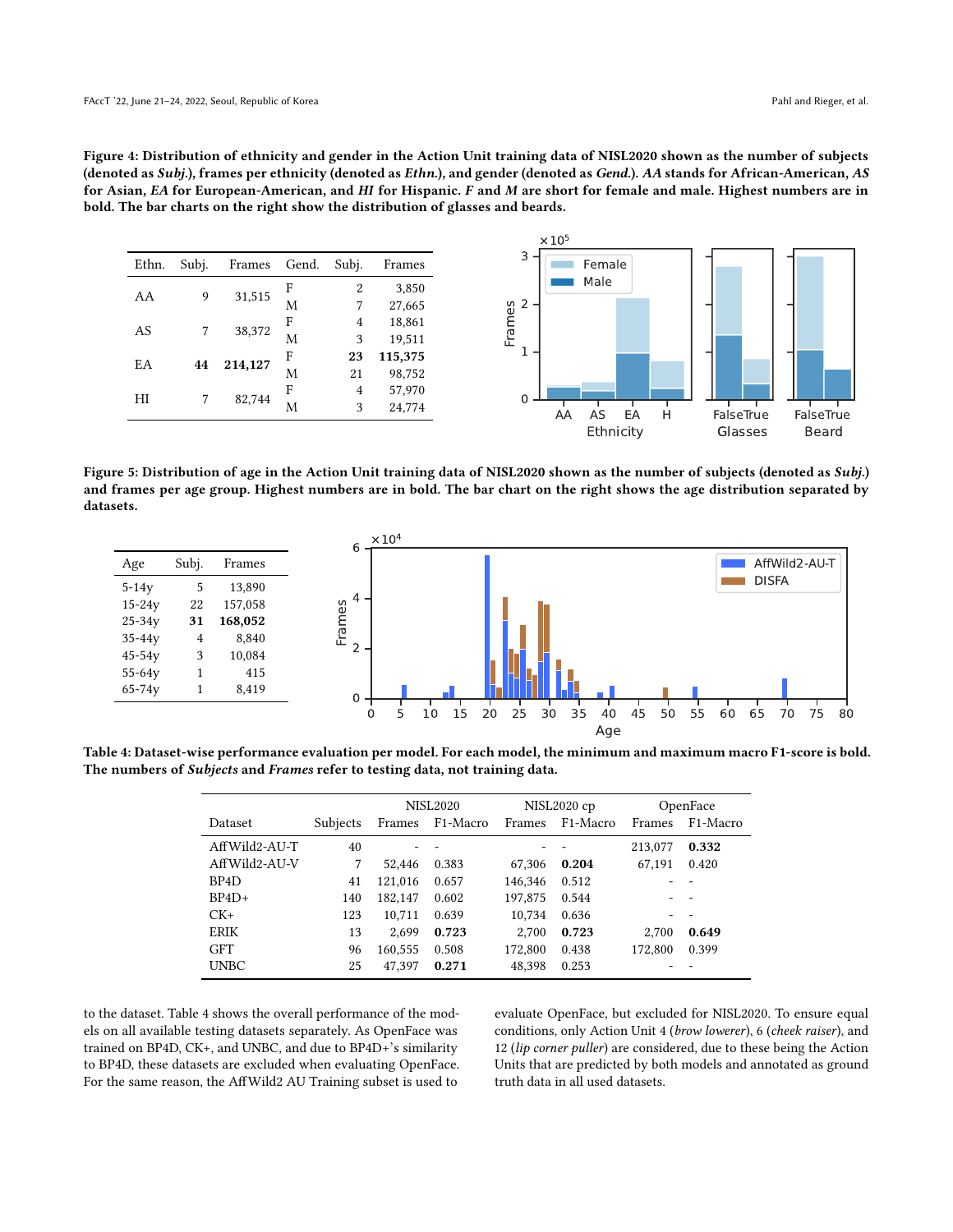**Figure 4: Distribution of ethnicity and gender in the Action Unit training data of NISL2020 shown as the number of subjects (denoted as *Subj.*), frames per ethnicity (denoted as *Ethn.*), and gender (denoted as *Gend.*). *AA* stands for African-American, *AS* for Asian, *EA* for European-American, and *HI* for Hispanic. *F* and *M* are short for female and male. Highest numbers are in bold. The bar charts on the right show the distribution of glasses and beards.**

| Ethn. | Subj. | Frames | Gend. | Subj. | Frames |
|---|---|---|---|---|---|
| AA | 9 | 31,515 | F | 2 | 3,850 |
| | | | M | 7 | 27,665 |
| AS | 7 | 38,372 | F | 4 | 18,861 |
| | | | M | 3 | 19,511 |
| EA | **44** | **214,127** | F | **23** | **115,375** |
| | | | M | 21 | 98,752 |
| HI | 7 | 82,744 | F | 4 | 57,970 |
| | | | M | 3 | 24,774 |

**Figure 5: Distribution of age in the Action Unit training data of NISL2020 shown as the number of subjects (denoted as *Subj.*) and frames per age group. Highest numbers are in bold. The bar chart on the right shows the age distribution separated by datasets.**

| Age | Subj. | Frames |
|---|---|---|
| 5-14y | 5 | 13,890 |
| 15-24y | 22 | 157,058 |
| 25-34y | **31** | **168,052** |
| 35-44y | 4 | 8,840 |
| 45-54y | 3 | 10,084 |
| 55-64y | 1 | 415 |
| 65-74y | 1 | 8,419 |

**Table 4: Dataset-wise performance evaluation per model. For each model, the minimum and maximum macro F1-score is bold. The numbers of *Subjects* and *Frames* refer to testing data, not training data.**

| | | NISL2020 | | NISL2020 cp | | OpenFace | |
|---|---|---|---|---|---|---|---|
| Dataset | Subjects | Frames | F1-Macro | Frames | F1-Macro | Frames | F1-Macro |
| AffWild2-AU-T | 40 | - | - | - | - | 213,077 | **0.332** |
| AffWild2-AU-V | 7 | 52,446 | 0.383 | 67,306 | **0.204** | 67,191 | 0.420 |
| BP4D | 41 | 121,016 | 0.657 | 146,346 | 0.512 | - | - |
| BP4D+ | 140 | 182,147 | 0.602 | 197,875 | 0.544 | - | - |
| CK+ | 123 | 10,711 | 0.639 | 10,734 | 0.636 | - | - |
| ERIK | 13 | 2,699 | **0.723** | 2,700 | **0.723** | 2,700 | **0.649** |
| GFT | 96 | 160,555 | 0.508 | 172,800 | 0.438 | 172,800 | 0.399 |
| UNBC | 25 | 47,397 | **0.271** | 48,398 | 0.253 | - | - |

to the dataset. Table 4 shows the overall performance of the models on all available testing datasets separately. As OpenFace was trained on BP4D, CK+, and UNBC, and due to BP4D+'s similarity to BP4D, these datasets are excluded when evaluating OpenFace. For the same reason, the AffWild2 AU Training subset is used to evaluate OpenFace, but excluded for NISL2020. To ensure equal conditions, only Action Unit 4 (*brow lowerer*), 6 (*cheek raiser*), and 12 (*lip corner puller*) are considered, due to these being the Action Units that are predicted by both models and annotated as ground truth data in all used datasets.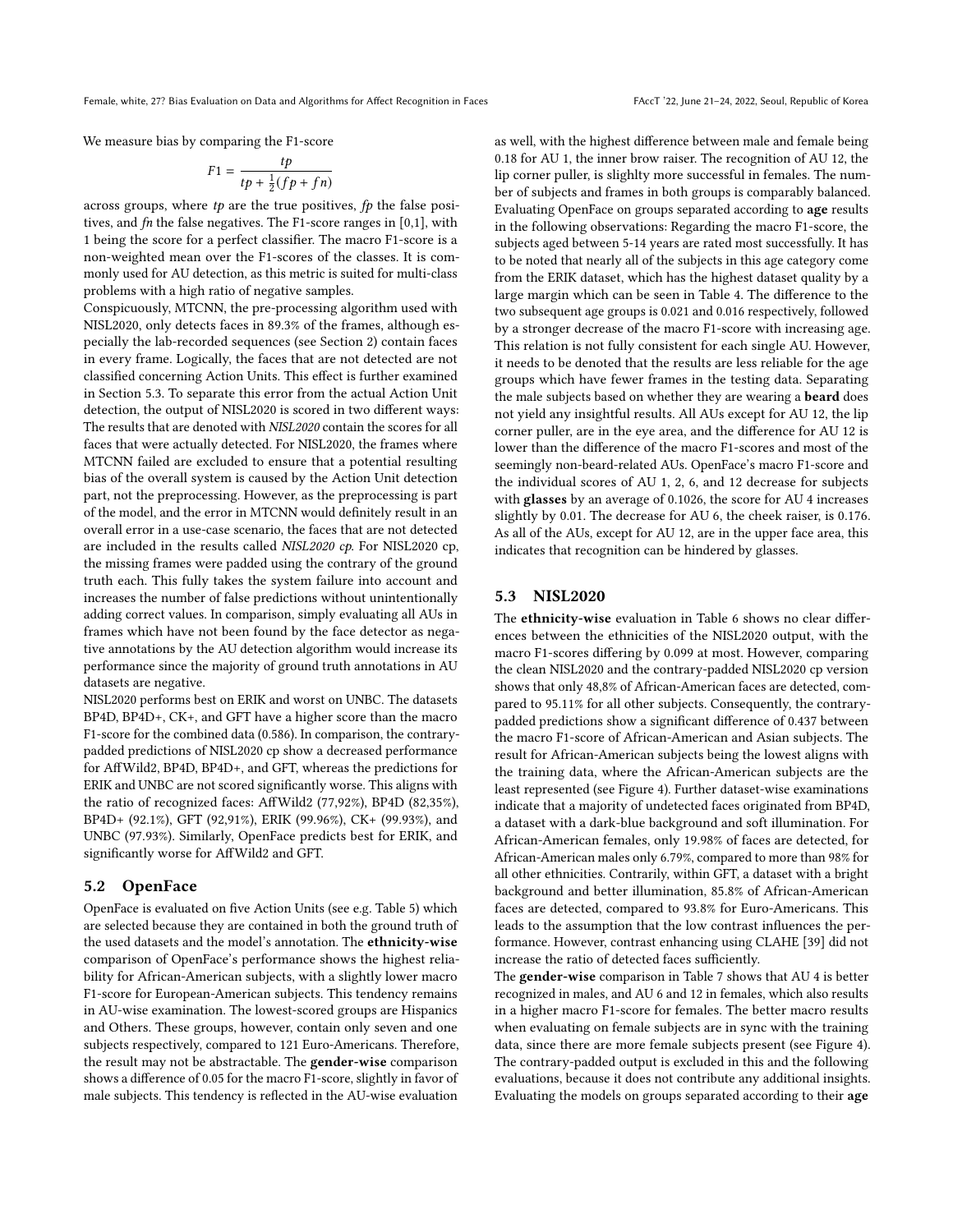We measure bias by comparing the F1-score

$$F1 = \frac{tp}{tp + \frac{1}{2}(fp + fn)}$$

across groups, where *tp* are the true positives, *fp* the false positives, and *fn* the false negatives. The F1-score ranges in [0,1], with 1 being the score for a perfect classifier. The macro F1-score is a non-weighted mean over the F1-scores of the classes. It is commonly used for AU detection, as this metric is suited for multi-class problems with a high ratio of negative samples.

Conspicuously, MTCNN, the pre-processing algorithm used with NISL2020, only detects faces in 89.3% of the frames, although especially the lab-recorded sequences (see Section 2) contain faces in every frame. Logically, the faces that are not detected are not classified concerning Action Units. This effect is further examined in Section 5.3. To separate this error from the actual Action Unit detection, the output of NISL2020 is scored in two different ways: The results that are denoted with *NISL2020* contain the scores for all faces that were actually detected. For NISL2020, the frames where MTCNN failed are excluded to ensure that a potential resulting bias of the overall system is caused by the Action Unit detection part, not the preprocessing. However, as the preprocessing is part of the model, and the error in MTCNN would definitely result in an overall error in a use-case scenario, the faces that are not detected are included in the results called *NISL2020 cp*. For NISL2020 cp, the missing frames were padded using the contrary of the ground truth each. This fully takes the system failure into account and increases the number of false predictions without unintentionally adding correct values. In comparison, simply evaluating all AUs in frames which have not been found by the face detector as negative annotations by the AU detection algorithm would increase its performance since the majority of ground truth annotations in AU datasets are negative.

NISL2020 performs best on ERIK and worst on UNBC. The datasets BP4D, BP4D+, CK+, and GFT have a higher score than the macro F1-score for the combined data (0.586). In comparison, the contrary-padded predictions of NISL2020 cp show a decreased performance for AffWild2, BP4D, BP4D+, and GFT, whereas the predictions for ERIK and UNBC are not scored significantly worse. This aligns with the ratio of recognized faces: AffWild2 (77,92%), BP4D (82,35%), BP4D+ (92.1%), GFT (92,91%), ERIK (99.96%), CK+ (99.93%), and UNBC (97.93%). Similarly, OpenFace predicts best for ERIK, and significantly worse for AffWild2 and GFT.

## 5.2 OpenFace

OpenFace is evaluated on five Action Units (see e.g. Table 5) which are selected because they are contained in both the ground truth of the used datasets and the model's annotation. The **ethnicity-wise** comparison of OpenFace's performance shows the highest reliability for African-American subjects, with a slightly lower macro F1-score for European-American subjects. This tendency remains in AU-wise examination. The lowest-scored groups are Hispanics and Others. These groups, however, contain only seven and one subjects respectively, compared to 121 Euro-Americans. Therefore, the result may not be abstractable. The **gender-wise** comparison shows a difference of 0.05 for the macro F1-score, slightly in favor of male subjects. This tendency is reflected in the AU-wise evaluation as well, with the highest difference between male and female being 0.18 for AU 1, the inner brow raiser. The recognition of AU 12, the lip corner puller, is slighlty more successful in females. The number of subjects and frames in both groups is comparably balanced.

Evaluating OpenFace on groups separated according to **age** results in the following observations: Regarding the macro F1-score, the subjects aged between 5-14 years are rated most successfully. It has to be noted that nearly all of the subjects in this age category come from the ERIK dataset, which has the highest dataset quality by a large margin which can be seen in Table 4. The difference to the two subsequent age groups is 0.021 and 0.016 respectively, followed by a stronger decrease of the macro F1-score with increasing age. This relation is not fully consistent for each single AU. However, it needs to be denoted that the results are less reliable for the age groups which have fewer frames in the testing data. Separating the male subjects based on whether they are wearing a **beard** does not yield any insightful results. All AUs except for AU 12, the lip corner puller, are in the eye area, and the difference for AU 12 is lower than the difference of the macro F1-scores and most of the seemingly non-beard-related AUs. OpenFace's macro F1-score and the individual scores of AU 1, 2, 6, and 12 decrease for subjects with **glasses** by an average of 0.1026, the score for AU 4 increases slightly by 0.01. The decrease for AU 6, the cheek raiser, is 0.176. As all of the AUs, except for AU 12, are in the upper face area, this indicates that recognition can be hindered by glasses.

## 5.3 NISL2020

The **ethnicity-wise** evaluation in Table 6 shows no clear differences between the ethnicities of the NISL2020 output, with the macro F1-scores differing by 0.099 at most. However, comparing the clean NISL2020 and the contrary-padded NISL2020 cp version shows that only 48,8% of African-American faces are detected, compared to 95.11% for all other subjects. Consequently, the contrary-padded predictions show a significant difference of 0.437 between the macro F1-score of African-American and Asian subjects. The result for African-American subjects being the lowest aligns with the training data, where the African-American subjects are the least represented (see Figure 4). Further dataset-wise examinations indicate that a majority of undetected faces originated from BP4D, a dataset with a dark-blue background and soft illumination. For African-American females, only 19.98% of faces are detected, for African-American males only 6.79%, compared to more than 98% for all other ethnicities. Contrarily, within GFT, a dataset with a bright background and better illumination, 85.8% of African-American faces are detected, compared to 93.8% for Euro-Americans. This leads to the assumption that the low contrast influences the performance. However, contrast enhancing using CLAHE [39] did not increase the ratio of detected faces sufficiently.

The **gender-wise** comparison in Table 7 shows that AU 4 is better recognized in males, and AU 6 and 12 in females, which also results in a higher macro F1-score for females. The better macro results when evaluating on female subjects are in sync with the training data, since there are more female subjects present (see Figure 4). The contrary-padded output is excluded in this and the following evaluations, because it does not contribute any additional insights. Evaluating the models on groups separated according to their **age**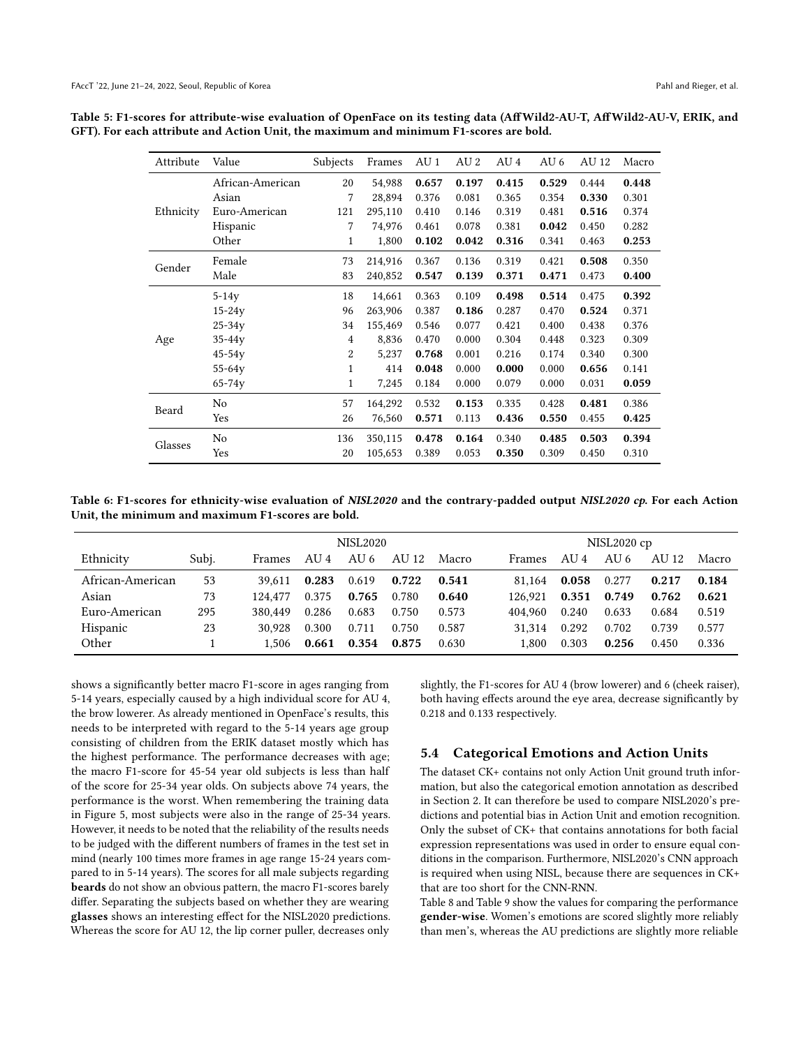**Table 5: F1-scores for attribute-wise evaluation of OpenFace on its testing data (AffWild2-AU-T, AffWild2-AU-V, ERIK, and GFT). For each attribute and Action Unit, the maximum and minimum F1-scores are bold.**

| Attribute | Value | Subjects | Frames | AU 1 | AU 2 | AU 4 | AU 6 | AU 12 | Macro |
|---|---|---|---|---|---|---|---|---|---|
| Ethnicity | African-American | 20 | 54,988 | **0.657** | **0.197** | **0.415** | **0.529** | 0.444 | **0.448** |
| | Asian | 7 | 28,894 | 0.376 | 0.081 | 0.365 | 0.354 | **0.330** | 0.301 |
| | Euro-American | 121 | 295,110 | 0.410 | 0.146 | 0.319 | 0.481 | **0.516** | 0.374 |
| | Hispanic | 7 | 74,976 | 0.461 | 0.078 | 0.381 | **0.042** | 0.450 | 0.282 |
| | Other | 1 | 1,800 | **0.102** | **0.042** | **0.316** | 0.341 | 0.463 | **0.253** |
| Gender | Female | 73 | 214,916 | 0.367 | 0.136 | 0.319 | 0.421 | **0.508** | 0.350 |
| | Male | 83 | 240,852 | **0.547** | **0.139** | **0.371** | **0.471** | 0.473 | **0.400** |
| Age | 5-14y | 18 | 14,661 | 0.363 | 0.109 | **0.498** | **0.514** | 0.475 | **0.392** |
| | 15-24y | 96 | 263,906 | 0.387 | **0.186** | 0.287 | 0.470 | **0.524** | 0.371 |
| | 25-34y | 34 | 155,469 | 0.546 | 0.077 | 0.421 | 0.400 | 0.438 | 0.376 |
| | 35-44y | 4 | 8,836 | 0.470 | 0.000 | 0.304 | 0.448 | 0.323 | 0.309 |
| | 45-54y | 2 | 5,237 | **0.768** | 0.001 | 0.216 | 0.174 | 0.340 | 0.300 |
| | 55-64y | 1 | 414 | **0.048** | 0.000 | **0.000** | 0.000 | **0.656** | 0.141 |
| | 65-74y | 1 | 7,245 | 0.184 | 0.000 | 0.079 | 0.000 | 0.031 | **0.059** |
| Beard | No | 57 | 164,292 | 0.532 | **0.153** | 0.335 | 0.428 | **0.481** | 0.386 |
| | Yes | 26 | 76,560 | **0.571** | 0.113 | **0.436** | **0.550** | 0.455 | **0.425** |
| Glasses | No | 136 | 350,115 | **0.478** | **0.164** | 0.340 | **0.485** | **0.503** | **0.394** |
| | Yes | 20 | 105,653 | 0.389 | 0.053 | **0.350** | 0.309 | 0.450 | 0.310 |

**Table 6: F1-scores for ethnicity-wise evaluation of *NISL2020* and the contrary-padded output *NISL2020 cp*. For each Action Unit, the minimum and maximum F1-scores are bold.**

| | | NISL2020 | | | | | NISL2020 cp | | | | |
|---|---|---|---|---|---|---|---|---|---|---|---|
| Ethnicity | Subj. | Frames | AU 4 | AU 6 | AU 12 | Macro | Frames | AU 4 | AU 6 | AU 12 | Macro |
| African-American | 53 | 39,611 | **0.283** | 0.619 | **0.722** | **0.541** | 81,164 | **0.058** | 0.277 | **0.217** | **0.184** |
| Asian | 73 | 124,477 | 0.375 | **0.765** | 0.780 | **0.640** | 126,921 | **0.351** | **0.749** | **0.762** | **0.621** |
| Euro-American | 295 | 380,449 | 0.286 | 0.683 | 0.750 | 0.573 | 404,960 | 0.240 | 0.633 | 0.684 | 0.519 |
| Hispanic | 23 | 30,928 | 0.300 | 0.711 | 0.750 | 0.587 | 31,314 | 0.292 | 0.702 | 0.739 | 0.577 |
| Other | 1 | 1,506 | **0.661** | **0.354** | **0.875** | 0.630 | 1,800 | 0.303 | **0.256** | 0.450 | 0.336 |

shows a significantly better macro F1-score in ages ranging from 5-14 years, especially caused by a high individual score for AU 4, the brow lowerer. As already mentioned in OpenFace's results, this needs to be interpreted with regard to the 5-14 years age group consisting of children from the ERIK dataset mostly which has the highest performance. The performance decreases with age; the macro F1-score for 45-54 year old subjects is less than half of the score for 25-34 year olds. On subjects above 74 years, the performance is the worst. When remembering the training data in Figure 5, most subjects were also in the range of 25-34 years. However, it needs to be noted that the reliability of the results needs to be judged with the different numbers of frames in the test set in mind (nearly 100 times more frames in age range 15-24 years compared to in 5-14 years). The scores for all male subjects regarding **beards** do not show an obvious pattern, the macro F1-scores barely differ. Separating the subjects based on whether they are wearing **glasses** shows an interesting effect for the NISL2020 predictions. Whereas the score for AU 12, the lip corner puller, decreases only slightly, the F1-scores for AU 4 (brow lowerer) and 6 (cheek raiser), both having effects around the eye area, decrease significantly by 0.218 and 0.133 respectively.

### 5.4 Categorical Emotions and Action Units

The dataset CK+ contains not only Action Unit ground truth information, but also the categorical emotion annotation as described in Section 2. It can therefore be used to compare NISL2020's predictions and potential bias in Action Unit and emotion recognition. Only the subset of CK+ that contains annotations for both facial expression representations was used in order to ensure equal conditions in the comparison. Furthermore, NISL2020's CNN approach is required when using NISL, because there are sequences in CK+ that are too short for the CNN-RNN.

Table 8 and Table 9 show the values for comparing the performance **gender-wise**. Women's emotions are scored slightly more reliably than men's, whereas the AU predictions are slightly more reliable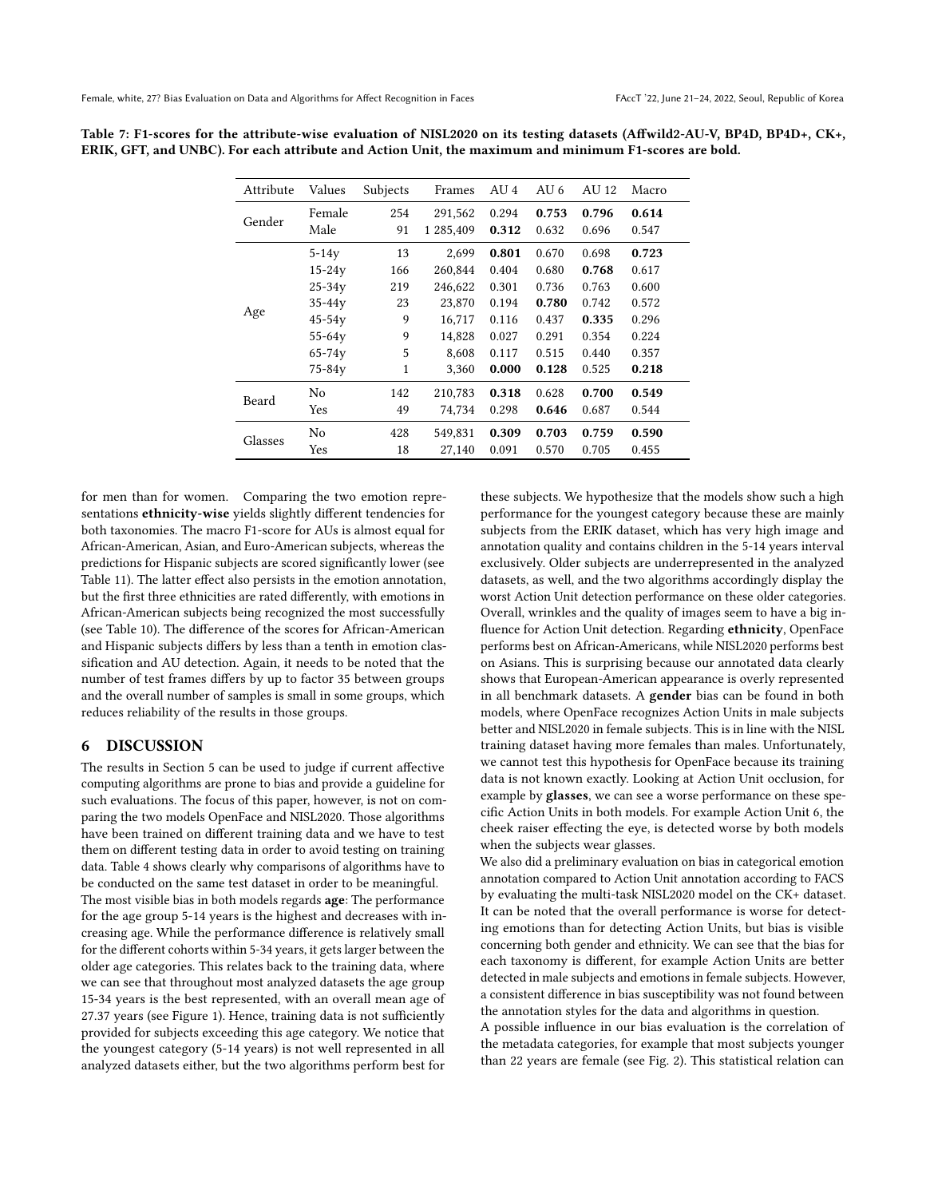Table 7: F1-scores for the attribute-wise evaluation of NISL2020 on its testing datasets (Affwild2-AU-V, BP4D, BP4D+, CK+, ERIK, GFT, and UNBC). For each attribute and Action Unit, the maximum and minimum F1-scores are bold.

| Attribute | Values | Subjects | Frames | AU 4 | AU 6 | AU 12 | Macro |
|---|---|---|---|---|---|---|---|
| Gender | Female | 254 | 291,562 | 0.294 | **0.753** | **0.796** | **0.614** |
| | Male | 91 | 1 285,409 | **0.312** | 0.632 | 0.696 | 0.547 |
| Age | 5-14y | 13 | 2,699 | **0.801** | 0.670 | 0.698 | **0.723** |
| | 15-24y | 166 | 260,844 | 0.404 | 0.680 | **0.768** | 0.617 |
| | 25-34y | 219 | 246,622 | 0.301 | 0.736 | 0.763 | 0.600 |
| | 35-44y | 23 | 23,870 | 0.194 | **0.780** | 0.742 | 0.572 |
| | 45-54y | 9 | 16,717 | 0.116 | 0.437 | **0.335** | 0.296 |
| | 55-64y | 9 | 14,828 | 0.027 | 0.291 | 0.354 | 0.224 |
| | 65-74y | 5 | 8,608 | 0.117 | 0.515 | 0.440 | 0.357 |
| | 75-84y | 1 | 3,360 | **0.000** | **0.128** | 0.525 | **0.218** |
| Beard | No | 142 | 210,783 | **0.318** | 0.628 | **0.700** | **0.549** |
| | Yes | 49 | 74,734 | 0.298 | **0.646** | 0.687 | 0.544 |
| Glasses | No | 428 | 549,831 | **0.309** | **0.703** | **0.759** | **0.590** |
| | Yes | 18 | 27,140 | 0.091 | 0.570 | 0.705 | 0.455 |

for men than for women. Comparing the two emotion representations **ethnicity-wise** yields slightly different tendencies for both taxonomies. The macro F1-score for AUs is almost equal for African-American, Asian, and Euro-American subjects, whereas the predictions for Hispanic subjects are scored significantly lower (see Table 11). The latter effect also persists in the emotion annotation, but the first three ethnicities are rated differently, with emotions in African-American subjects being recognized the most successfully (see Table 10). The difference of the scores for African-American and Hispanic subjects differs by less than a tenth in emotion classification and AU detection. Again, it needs to be noted that the number of test frames differs by up to factor 35 between groups and the overall number of samples is small in some groups, which reduces reliability of the results in those groups.

## 6 DISCUSSION

The results in Section 5 can be used to judge if current affective computing algorithms are prone to bias and provide a guideline for such evaluations. The focus of this paper, however, is not on comparing the two models OpenFace and NISL2020. Those algorithms have been trained on different training data and we have to test them on different testing data in order to avoid testing on training data. Table 4 shows clearly why comparisons of algorithms have to be conducted on the same test dataset in order to be meaningful.

The most visible bias in both models regards **age**: The performance for the age group 5-14 years is the highest and decreases with increasing age. While the performance difference is relatively small for the different cohorts within 5-34 years, it gets larger between the older age categories. This relates back to the training data, where we can see that throughout most analyzed datasets the age group 15-34 years is the best represented, with an overall mean age of 27.37 years (see Figure 1). Hence, training data is not sufficiently provided for subjects exceeding this age category. We notice that the youngest category (5-14 years) is not well represented in all analyzed datasets either, but the two algorithms perform best for these subjects. We hypothesize that the models show such a high performance for the youngest category because these are mainly subjects from the ERIK dataset, which has very high image and annotation quality and contains children in the 5-14 years interval exclusively. Older subjects are underrepresented in the analyzed datasets, as well, and the two algorithms accordingly display the worst Action Unit detection performance on these older categories. Overall, wrinkles and the quality of images seem to have a big influence for Action Unit detection. Regarding **ethnicity**, OpenFace performs best on African-Americans, while NISL2020 performs best on Asians. This is surprising because our annotated data clearly shows that European-American appearance is overly represented in all benchmark datasets. A **gender** bias can be found in both models, where OpenFace recognizes Action Units in male subjects better and NISL2020 in female subjects. This is in line with the NISL training dataset having more females than males. Unfortunately, we cannot test this hypothesis for OpenFace because its training data is not known exactly. Looking at Action Unit occlusion, for example by **glasses**, we can see a worse performance on these specific Action Units in both models. For example Action Unit 6, the cheek raiser effecting the eye, is detected worse by both models when the subjects wear glasses.

We also did a preliminary evaluation on bias in categorical emotion annotation compared to Action Unit annotation according to FACS by evaluating the multi-task NISL2020 model on the CK+ dataset. It can be noted that the overall performance is worse for detecting emotions than for detecting Action Units, but bias is visible concerning both gender and ethnicity. We can see that the bias for each taxonomy is different, for example Action Units are better detected in male subjects and emotions in female subjects. However, a consistent difference in bias susceptibility was not found between the annotation styles for the data and algorithms in question.

A possible influence in our bias evaluation is the correlation of the metadata categories, for example that most subjects younger than 22 years are female (see Fig. 2). This statistical relation can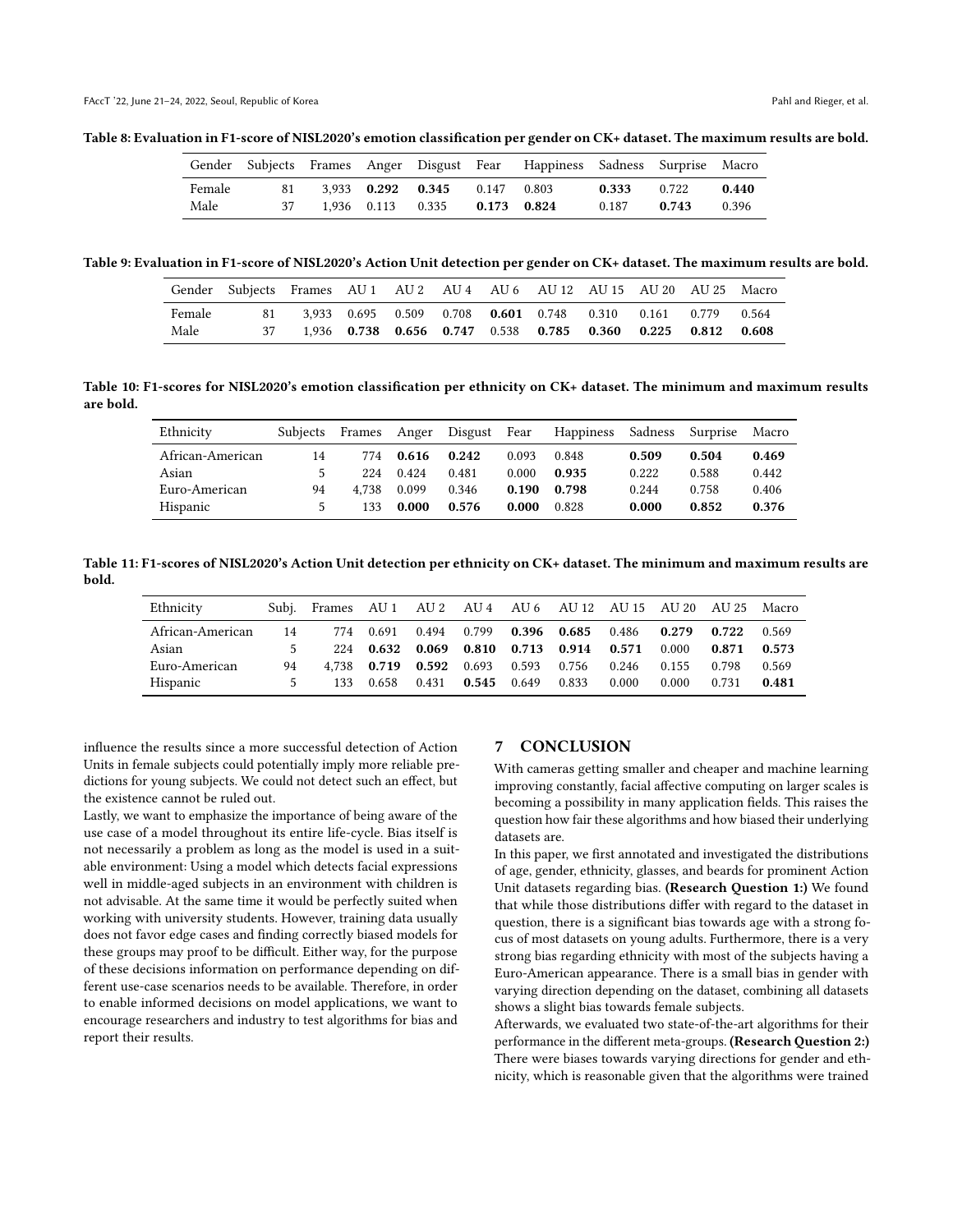**Table 8: Evaluation in F1-score of NISL2020's emotion classification per gender on CK+ dataset. The maximum results are bold.**

| Gender | Subjects | Frames | Anger | Disgust | Fear | Happiness | Sadness | Surprise | Macro |
|---|---|---|---|---|---|---|---|---|---|
| Female | 81 | 3,933 | **0.292** | **0.345** | 0.147 | 0.803 | **0.333** | 0.722 | **0.440** |
| Male | 37 | 1,936 | 0.113 | 0.335 | **0.173** | **0.824** | 0.187 | **0.743** | 0.396 |

**Table 9: Evaluation in F1-score of NISL2020's Action Unit detection per gender on CK+ dataset. The maximum results are bold.**

| Gender | Subjects | Frames | AU 1 | AU 2 | AU 4 | AU 6 | AU 12 | AU 15 | AU 20 | AU 25 | Macro |
|---|---|---|---|---|---|---|---|---|---|---|---|
| Female | 81 | 3,933 | 0.695 | 0.509 | 0.708 | **0.601** | 0.748 | 0.310 | 0.161 | 0.779 | 0.564 |
| Male | 37 | 1,936 | **0.738** | **0.656** | **0.747** | 0.538 | **0.785** | **0.360** | **0.225** | **0.812** | **0.608** |

**Table 10: F1-scores for NISL2020's emotion classification per ethnicity on CK+ dataset. The minimum and maximum results are bold.**

| Ethnicity | Subjects | Frames | Anger | Disgust | Fear | Happiness | Sadness | Surprise | Macro |
|---|---|---|---|---|---|---|---|---|---|
| African-American | 14 | 774 | **0.616** | **0.242** | 0.093 | 0.848 | **0.509** | **0.504** | **0.469** |
| Asian | 5 | 224 | 0.424 | 0.481 | 0.000 | **0.935** | 0.222 | 0.588 | 0.442 |
| Euro-American | 94 | 4,738 | 0.099 | 0.346 | **0.190** | **0.798** | 0.244 | 0.758 | 0.406 |
| Hispanic | 5 | 133 | **0.000** | **0.576** | **0.000** | 0.828 | **0.000** | **0.852** | **0.376** |

**Table 11: F1-scores of NISL2020's Action Unit detection per ethnicity on CK+ dataset. The minimum and maximum results are bold.**

| Ethnicity | Subj. | Frames | AU 1 | AU 2 | AU 4 | AU 6 | AU 12 | AU 15 | AU 20 | AU 25 | Macro |
|---|---|---|---|---|---|---|---|---|---|---|---|
| African-American | 14 | 774 | 0.691 | 0.494 | 0.799 | **0.396** | **0.685** | 0.486 | **0.279** | **0.722** | 0.569 |
| Asian | 5 | 224 | **0.632** | **0.069** | **0.810** | **0.713** | **0.914** | **0.571** | 0.000 | **0.871** | **0.573** |
| Euro-American | 94 | 4,738 | **0.719** | **0.592** | 0.693 | 0.593 | 0.756 | 0.246 | 0.155 | 0.798 | 0.569 |
| Hispanic | 5 | 133 | 0.658 | 0.431 | **0.545** | 0.649 | 0.833 | 0.000 | 0.000 | 0.731 | **0.481** |

influence the results since a more successful detection of Action Units in female subjects could potentially imply more reliable predictions for young subjects. We could not detect such an effect, but the existence cannot be ruled out.

Lastly, we want to emphasize the importance of being aware of the use case of a model throughout its entire life-cycle. Bias itself is not necessarily a problem as long as the model is used in a suitable environment: Using a model which detects facial expressions well in middle-aged subjects in an environment with children is not advisable. At the same time it would be perfectly suited when working with university students. However, training data usually does not favor edge cases and finding correctly biased models for these groups may proof to be difficult. Either way, for the purpose of these decisions information on performance depending on different use-case scenarios needs to be available. Therefore, in order to enable informed decisions on model applications, we want to encourage researchers and industry to test algorithms for bias and report their results.

## 7 CONCLUSION

With cameras getting smaller and cheaper and machine learning improving constantly, facial affective computing on larger scales is becoming a possibility in many application fields. This raises the question how fair these algorithms and how biased their underlying datasets are.

In this paper, we first annotated and investigated the distributions of age, gender, ethnicity, glasses, and beards for prominent Action Unit datasets regarding bias. **(Research Question 1:)** We found that while those distributions differ with regard to the dataset in question, there is a significant bias towards age with a strong focus of most datasets on young adults. Furthermore, there is a very strong bias regarding ethnicity with most of the subjects having a Euro-American appearance. There is a small bias in gender with varying direction depending on the dataset, combining all datasets shows a slight bias towards female subjects.

Afterwards, we evaluated two state-of-the-art algorithms for their performance in the different meta-groups. **(Research Question 2:)** There were biases towards varying directions for gender and ethnicity, which is reasonable given that the algorithms were trained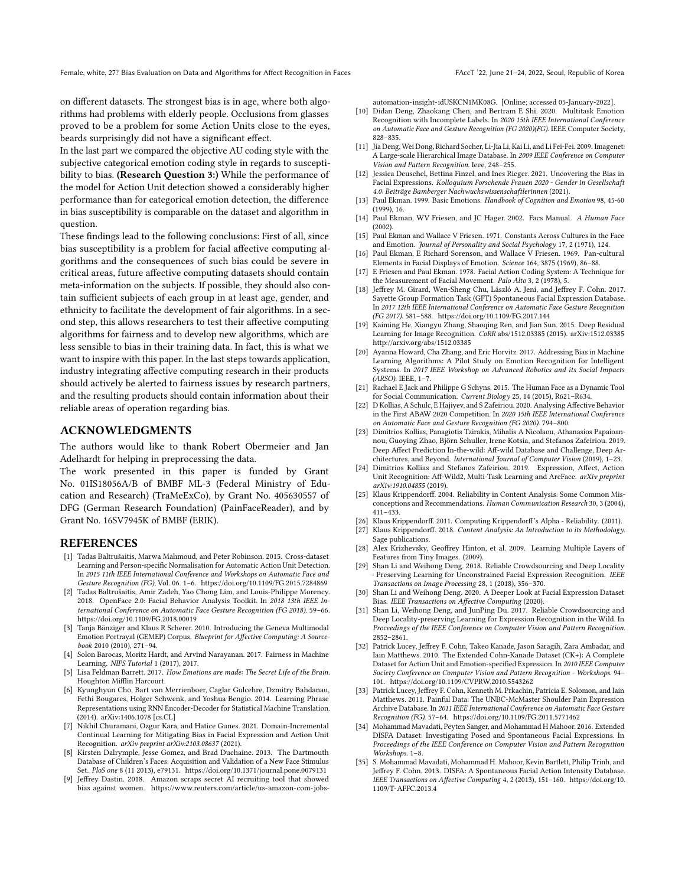on different datasets. The strongest bias is in age, where both algorithms had problems with elderly people. Occlusions from glasses proved to be a problem for some Action Units close to the eyes, beards surprisingly did not have a significant effect.

In the last part we compared the objective AU coding style with the subjective categorical emotion coding style in regards to susceptibility to bias. **(Research Question 3:)** While the performance of the model for Action Unit detection showed a considerably higher performance than for categorical emotion detection, the difference in bias susceptibility is comparable on the dataset and algorithm in question.

These findings lead to the following conclusions: First of all, since bias susceptibility is a problem for facial affective computing algorithms and the consequences of such bias could be severe in critical areas, future affective computing datasets should contain meta-information on the subjects. If possible, they should also contain sufficient subjects of each group in at least age, gender, and ethnicity to facilitate the development of fair algorithms. In a second step, this allows researchers to test their affective computing algorithms for fairness and to develop new algorithms, which are less sensible to bias in their training data. In fact, this is what we want to inspire with this paper. In the last steps towards application, industry integrating affective computing research in their products should actively be alerted to fairness issues by research partners, and the resulting products should contain information about their reliable areas of operation regarding bias.

## ACKNOWLEDGMENTS

The authors would like to thank Robert Obermeier and Jan Adelhardt for helping in preprocessing the data.

The work presented in this paper is funded by Grant No. 01IS18056A/B of BMBF ML-3 (Federal Ministry of Education and Research) (TraMeExCo), by Grant No. 405630557 of DFG (German Research Foundation) (PainFaceReader), and by Grant No. 16SV7945K of BMBF (ERIK).

## REFERENCES

- [1] Tadas Baltrušaitis, Marwa Mahmoud, and Peter Robinson. 2015. Cross-dataset Learning and Person-specific Normalisation for Automatic Action Unit Detection. In *2015 11th IEEE International Conference and Workshops on Automatic Face and Gesture Recognition (FG)*, Vol. 06. 1–6. https://doi.org/10.1109/FG.2015.7284869
- [2] Tadas Baltrušaitis, Amir Zadeh, Yao Chong Lim, and Louis-Philippe Morency. 2018. OpenFace 2.0: Facial Behavior Analysis Toolkit. In *2018 13th IEEE International Conference on Automatic Face Gesture Recognition (FG 2018)*. 59–66. https://doi.org/10.1109/FG.2018.00019
- [3] Tanja Bänziger and Klaus R Scherer. 2010. Introducing the Geneva Multimodal Emotion Portrayal (GEMEP) Corpus. *Blueprint for Affective Computing: A Sourcebook* 2010 (2010), 271–94.
- [4] Solon Barocas, Moritz Hardt, and Arvind Narayanan. 2017. Fairness in Machine Learning. *NIPS Tutorial* 1 (2017), 2017.
- [5] Lisa Feldman Barrett. 2017. *How Emotions are made: The Secret Life of the Brain.* Houghton Mifflin Harcourt.
- [6] Kyunghyun Cho, Bart van Merrienboer, Caglar Gulcehre, Dzmitry Bahdanau, Fethi Bougares, Holger Schwenk, and Yoshua Bengio. 2014. Learning Phrase Representations using RNN Encoder-Decoder for Statistical Machine Translation. (2014). arXiv:1406.1078 [cs.CL]
- [7] Nikhil Churamani, Ozgur Kara, and Hatice Gunes. 2021. Domain-Incremental Continual Learning for Mitigating Bias in Facial Expression and Action Unit Recognition. *arXiv preprint arXiv:2103.08637* (2021).
- [8] Kirsten Dalrymple, Jesse Gomez, and Brad Duchaine. 2013. The Dartmouth Database of Children's Faces: Acquisition and Validation of a New Face Stimulus Set. *PloS one* 8 (11 2013), e79131. https://doi.org/10.1371/journal.pone.0079131
- [9] Jeffrey Dastin. 2018. Amazon scraps secret AI recruiting tool that showed bias against women. https://www.reuters.com/article/us-amazon-com-jobs-automation-insight-idUSKCN1MK08G. [Online; accessed 05-January-2022].
- [10] Didan Deng, Zhaokang Chen, and Bertram E Shi. 2020. Multitask Emotion Recognition with Incomplete Labels. In *2020 15th IEEE International Conference on Automatic Face and Gesture Recognition (FG 2020)(FG)*. IEEE Computer Society, 828–835.
- [11] Jia Deng, Wei Dong, Richard Socher, Li-Jia Li, Kai Li, and Li Fei-Fei. 2009. Imagenet: A Large-scale Hierarchical Image Database. In *2009 IEEE Conference on Computer Vision and Pattern Recognition*. Ieee, 248–255.
- [12] Jessica Deuschel, Bettina Finzel, and Ines Rieger. 2021. Uncovering the Bias in Facial Expressions. *Kolloquium Forschende Frauen 2020 - Gender in Gesellschaft 4.0: Beiträge Bamberger Nachwuchswissenschaftlerinnen* (2021).
- [13] Paul Ekman. 1999. Basic Emotions. *Handbook of Cognition and Emotion* 98, 45-60 (1999), 16.
- [14] Paul Ekman, WV Friesen, and JC Hager. 2002. Facs Manual. *A Human Face* (2002).
- [15] Paul Ekman and Wallace V Friesen. 1971. Constants Across Cultures in the Face and Emotion. *Journal of Personality and Social Psychology* 17, 2 (1971), 124.
- [16] Paul Ekman, E Richard Sorenson, and Wallace V Friesen. 1969. Pan-cultural Elements in Facial Displays of Emotion. *Science* 164, 3875 (1969), 86–88.
- [17] E Friesen and Paul Ekman. 1978. Facial Action Coding System: A Technique for the Measurement of Facial Movement. *Palo Alto* 3, 2 (1978), 5.
- [18] Jeffrey M. Girard, Wen-Sheng Chu, László A. Jeni, and Jeffrey F. Cohn. 2017. Sayette Group Formation Task (GFT) Spontaneous Facial Expression Database. In *2017 12th IEEE International Conference on Automatic Face Gesture Recognition (FG 2017)*. 581–588. https://doi.org/10.1109/FG.2017.144
- [19] Kaiming He, Xiangyu Zhang, Shaoqing Ren, and Jian Sun. 2015. Deep Residual Learning for Image Recognition. *CoRR* abs/1512.03385 (2015). arXiv:1512.03385 http://arxiv.org/abs/1512.03385
- [20] Ayanna Howard, Cha Zhang, and Eric Horvitz. 2017. Addressing Bias in Machine Learning Algorithms: A Pilot Study on Emotion Recognition for Intelligent Systems. In *2017 IEEE Workshop on Advanced Robotics and its Social Impacts (ARSO)*. IEEE, 1–7.
- [21] Rachael E Jack and Philippe G Schyns. 2015. The Human Face as a Dynamic Tool for Social Communication. *Current Biology* 25, 14 (2015), R621–R634.
- [22] D Kollias, A Schulc, E Hajiyev, and S Zafeiriou. 2020. Analysing Affective Behavior in the First ABAW 2020 Competition. In *2020 15th IEEE International Conference on Automatic Face and Gesture Recognition (FG 2020)*. 794–800.
- [23] Dimitrios Kollias, Panagiotis Tzirakis, Mihalis A Nicolaou, Athanasios Papaioannou, Guoying Zhao, Björn Schuller, Irene Kotsia, and Stefanos Zafeiriou. 2019. Deep Affect Prediction In-the-wild: Aff-wild Database and Challenge, Deep Architectures, and Beyond. *International Journal of Computer Vision* (2019), 1–23.
- [24] Dimitrios Kollias and Stefanos Zafeiriou. 2019. Expression, Affect, Action Unit Recognition: Aff-Wild2, Multi-Task Learning and ArcFace. *arXiv preprint arXiv:1910.04855* (2019).
- [25] Klaus Krippendorff. 2004. Reliability in Content Analysis: Some Common Misconceptions and Recommendations. *Human Communication Research* 30, 3 (2004), 411–433.
- [26] Klaus Krippendorff. 2011. Computing Krippendorff's Alpha - Reliability. (2011).
- [27] Klaus Krippendorff. 2018. *Content Analysis: An Introduction to its Methodology.* Sage publications.
- [28] Alex Krizhevsky, Geoffrey Hinton, et al. 2009. Learning Multiple Layers of Features from Tiny Images. (2009).
- [29] Shan Li and Weihong Deng. 2018. Reliable Crowdsourcing and Deep Locality - Preserving Learning for Unconstrained Facial Expression Recognition. *IEEE Transactions on Image Processing* 28, 1 (2018), 356–370.
- [30] Shan Li and Weihong Deng. 2020. A Deeper Look at Facial Expression Dataset Bias. *IEEE Transactions on Affective Computing* (2020).
- [31] Shan Li, Weihong Deng, and JunPing Du. 2017. Reliable Crowdsourcing and Deep Locality-preserving Learning for Expression Recognition in the Wild. In *Proceedings of the IEEE Conference on Computer Vision and Pattern Recognition*. 2852–2861.
- [32] Patrick Lucey, Jeffrey F. Cohn, Takeo Kanade, Jason Saragih, Zara Ambadar, and Iain Matthews. 2010. The Extended Cohn-Kanade Dataset (CK+): A Complete Dataset for Action Unit and Emotion-specified Expression. In *2010 IEEE Computer Society Conference on Computer Vision and Pattern Recognition - Workshops*. 94–101. https://doi.org/10.1109/CVPRW.2010.5543262
- [33] Patrick Lucey, Jeffrey F. Cohn, Kenneth M. Prkachin, Patricia E. Solomon, and Iain Matthews. 2011. Painful Data: The UNBC-McMaster Shoulder Pain Expression Archive Database. In *2011 IEEE International Conference on Automatic Face Gesture Recognition (FG)*. 57–64. https://doi.org/10.1109/FG.2011.5771462
- [34] Mohammad Mavadati, Peyten Sanger, and Mohammad H Mahoor. 2016. Extended DISFA Dataset: Investigating Posed and Spontaneous Facial Expressions. In *Proceedings of the IEEE Conference on Computer Vision and Pattern Recognition Workshops*. 1–8.
- [35] S. Mohammad Mavadati, Mohammad H. Mahoor, Kevin Bartlett, Philip Trinh, and Jeffrey F. Cohn. 2013. DISFA: A Spontaneous Facial Action Intensity Database. *IEEE Transactions on Affective Computing* 4, 2 (2013), 151–160. https://doi.org/10.1109/T-AFFC.2013.4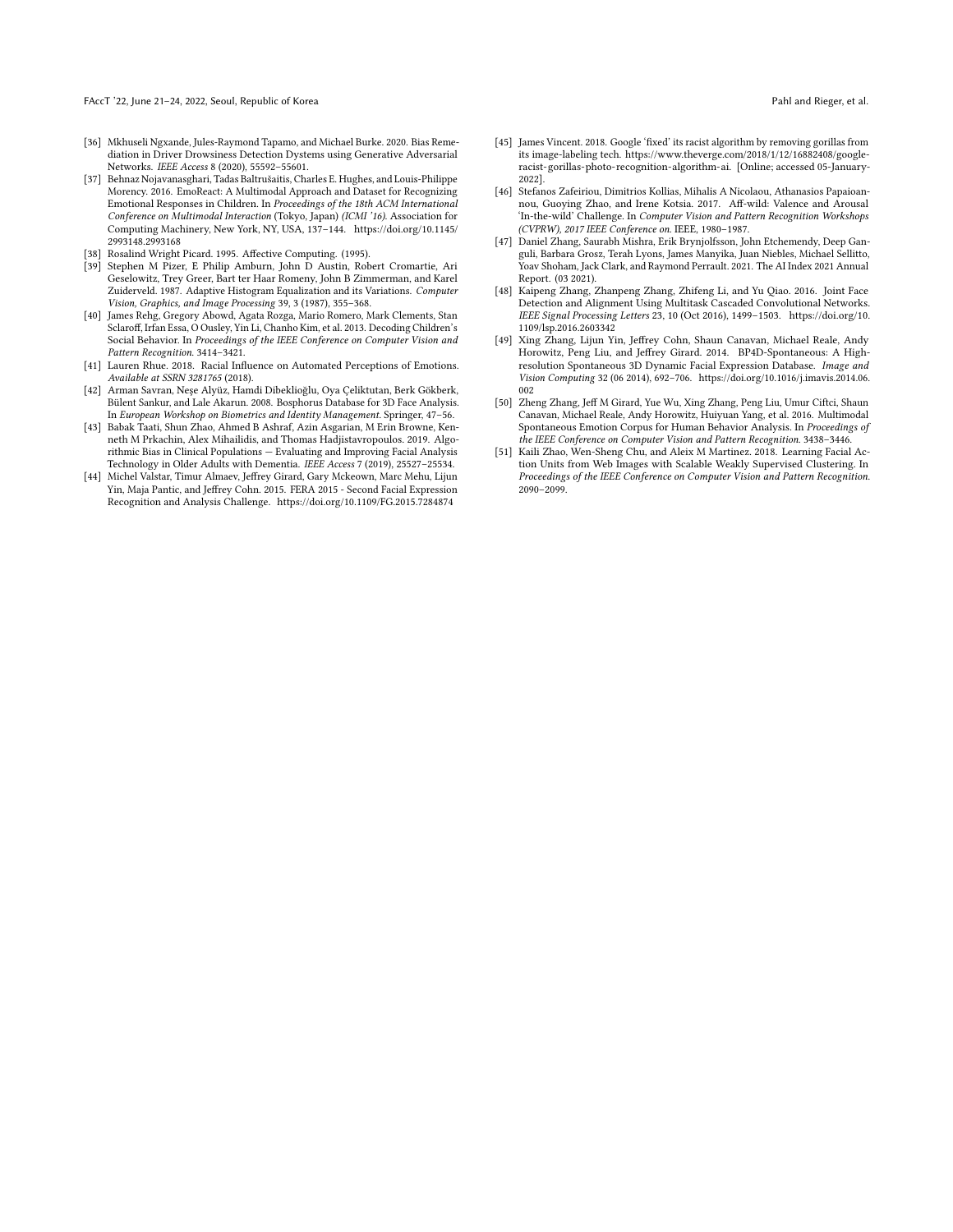[36] Mkhuseli Ngxande, Jules-Raymond Tapamo, and Michael Burke. 2020. Bias Remediation in Driver Drowsiness Detection Dystems using Generative Adversarial Networks. *IEEE Access* 8 (2020), 55592–55601.

[37] Behnaz Nojavanasghari, Tadas Baltrušaitis, Charles E. Hughes, and Louis-Philippe Morency. 2016. EmoReact: A Multimodal Approach and Dataset for Recognizing Emotional Responses in Children. In *Proceedings of the 18th ACM International Conference on Multimodal Interaction* (Tokyo, Japan) *(ICMI '16)*. Association for Computing Machinery, New York, NY, USA, 137–144. https://doi.org/10.1145/2993148.2993168

[38] Rosalind Wright Picard. 1995. Affective Computing. (1995).

[39] Stephen M Pizer, E Philip Amburn, John D Austin, Robert Cromartie, Ari Geselowitz, Trey Greer, Bart ter Haar Romeny, John B Zimmerman, and Karel Zuiderveld. 1987. Adaptive Histogram Equalization and its Variations. *Computer Vision, Graphics, and Image Processing* 39, 3 (1987), 355–368.

[40] James Rehg, Gregory Abowd, Agata Rozga, Mario Romero, Mark Clements, Stan Sclaroff, Irfan Essa, O Ousley, Yin Li, Chanho Kim, et al. 2013. Decoding Children's Social Behavior. In *Proceedings of the IEEE Conference on Computer Vision and Pattern Recognition*. 3414–3421.

[41] Lauren Rhue. 2018. Racial Influence on Automated Perceptions of Emotions. *Available at SSRN 3281765* (2018).

[42] Arman Savran, Neşe Alyüz, Hamdi Dibeklioğlu, Oya Çeliktutan, Berk Gökberk, Bülent Sankur, and Lale Akarun. 2008. Bosphorus Database for 3D Face Analysis. In *European Workshop on Biometrics and Identity Management*. Springer, 47–56.

[43] Babak Taati, Shun Zhao, Ahmed B Ashraf, Azin Asgarian, M Erin Browne, Kenneth M Prkachin, Alex Mihailidis, and Thomas Hadjistavropoulos. 2019. Algorithmic Bias in Clinical Populations — Evaluating and Improving Facial Analysis Technology in Older Adults with Dementia. *IEEE Access* 7 (2019), 25527–25534.

[44] Michel Valstar, Timur Almaev, Jeffrey Girard, Gary Mckeown, Marc Mehu, Lijun Yin, Maja Pantic, and Jeffrey Cohn. 2015. FERA 2015 - Second Facial Expression Recognition and Analysis Challenge. https://doi.org/10.1109/FG.2015.7284874

[45] James Vincent. 2018. Google 'fixed' its racist algorithm by removing gorillas from its image-labeling tech. https://www.theverge.com/2018/1/12/16882408/google-racist-gorillas-photo-recognition-algorithm-ai. [Online; accessed 05-January-2022].

[46] Stefanos Zafeiriou, Dimitrios Kollias, Mihalis A Nicolaou, Athanasios Papaioannou, Guoying Zhao, and Irene Kotsia. 2017. Aff-wild: Valence and Arousal 'In-the-wild' Challenge. In *Computer Vision and Pattern Recognition Workshops (CVPRW), 2017 IEEE Conference on*. IEEE, 1980–1987.

[47] Daniel Zhang, Saurabh Mishra, Erik Brynjolfsson, John Etchemendy, Deep Ganguli, Barbara Grosz, Terah Lyons, James Manyika, Juan Niebles, Michael Sellitto, Yoav Shoham, Jack Clark, and Raymond Perrault. 2021. The AI Index 2021 Annual Report. (03 2021).

[48] Kaipeng Zhang, Zhanpeng Zhang, Zhifeng Li, and Yu Qiao. 2016. Joint Face Detection and Alignment Using Multitask Cascaded Convolutional Networks. *IEEE Signal Processing Letters* 23, 10 (Oct 2016), 1499–1503. https://doi.org/10.1109/lsp.2016.2603342

[49] Xing Zhang, Lijun Yin, Jeffrey Cohn, Shaun Canavan, Michael Reale, Andy Horowitz, Peng Liu, and Jeffrey Girard. 2014. BP4D-Spontaneous: A High-resolution Spontaneous 3D Dynamic Facial Expression Database. *Image and Vision Computing* 32 (06 2014), 692–706. https://doi.org/10.1016/j.imavis.2014.06.002

[50] Zheng Zhang, Jeff M Girard, Yue Wu, Xing Zhang, Peng Liu, Umur Ciftci, Shaun Canavan, Michael Reale, Andy Horowitz, Huiyuan Yang, et al. 2016. Multimodal Spontaneous Emotion Corpus for Human Behavior Analysis. In *Proceedings of the IEEE Conference on Computer Vision and Pattern Recognition*. 3438–3446.

[51] Kaili Zhao, Wen-Sheng Chu, and Aleix M Martinez. 2018. Learning Facial Action Units from Web Images with Scalable Weakly Supervised Clustering. In *Proceedings of the IEEE Conference on Computer Vision and Pattern Recognition*. 2090–2099.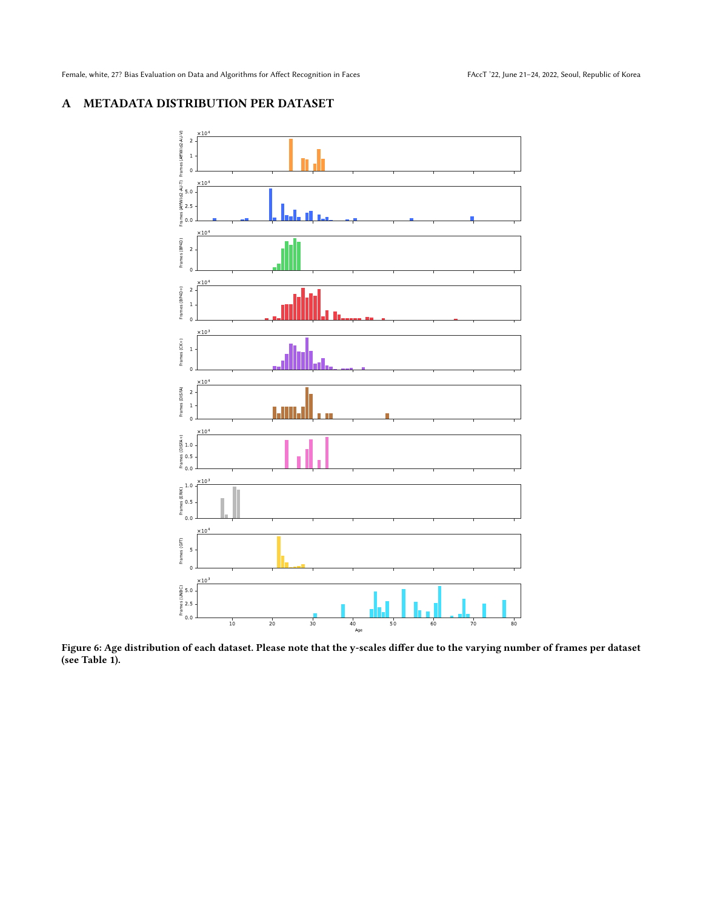# A METADATA DISTRIBUTION PER DATASET

Figure 6: Age distribution of each dataset. Please note that the y-scales differ due to the varying number of frames per dataset (see Table 1).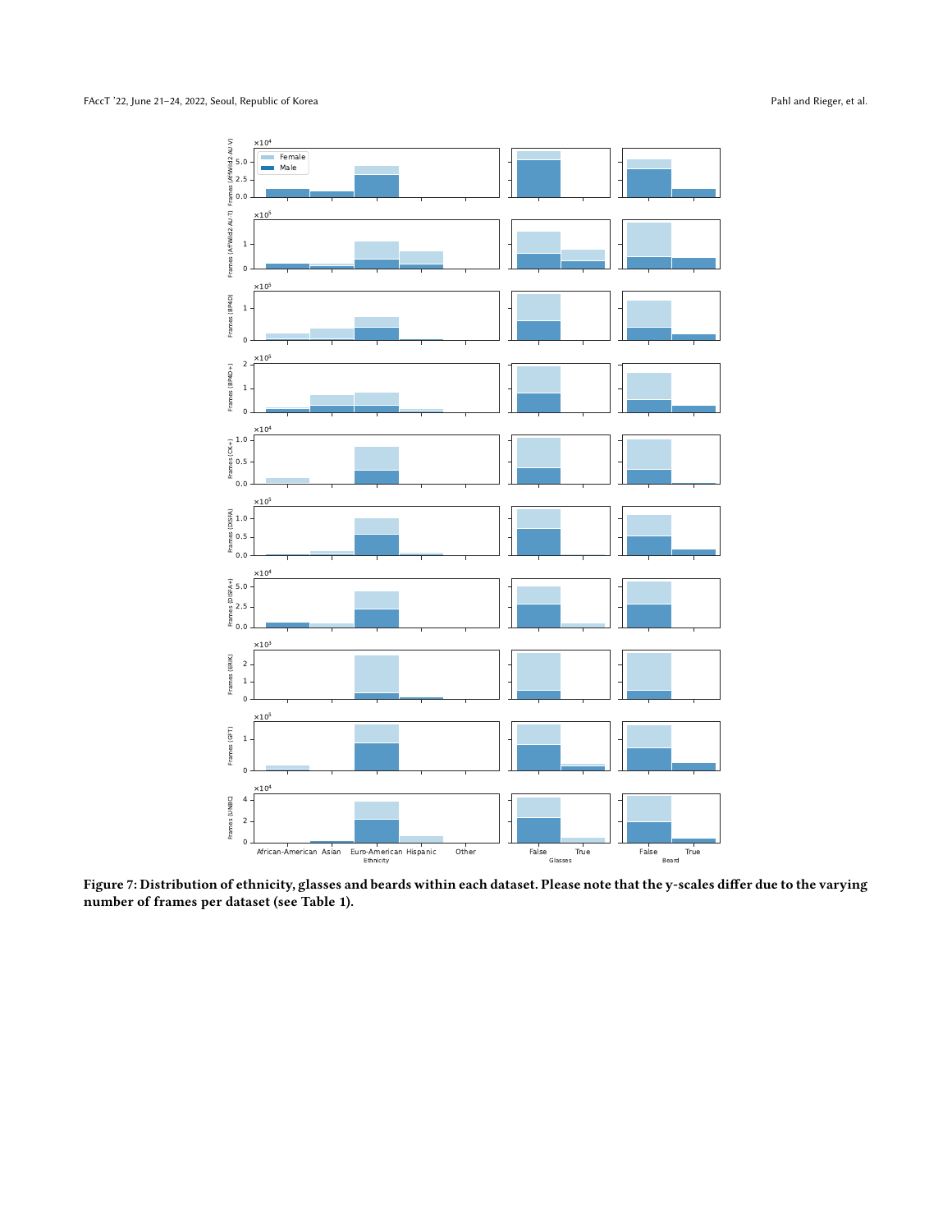Figure 7: Distribution of ethnicity, glasses and beards within each dataset. Please note that the y-scales differ due to the varying number of frames per dataset (see Table 1).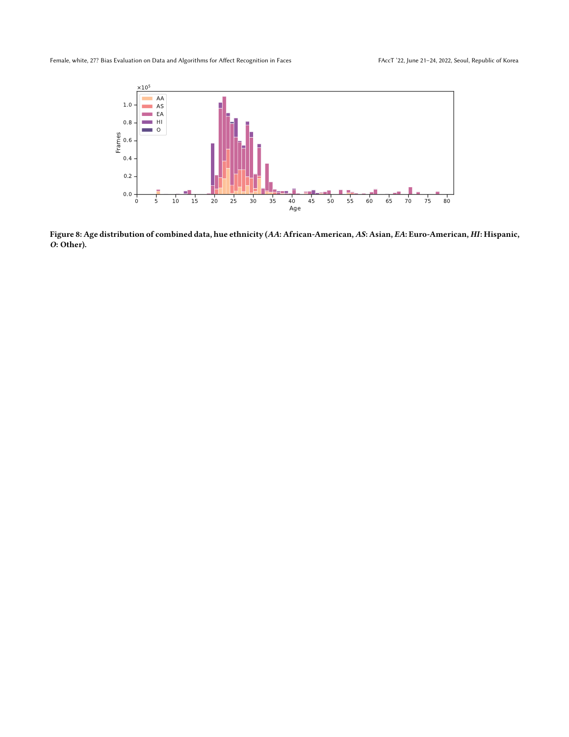×10^5

1.0
0.8
0.6
0.4
0.2
0.0

Frames

AA
AS
EA
HI
O

0 5 10 15 20 25 30 35 40 45 50 55 60 65 70 75 80

Age

**Figure 8: Age distribution of combined data, hue ethnicity (*AA*: African-American, *AS*: Asian, *EA*: Euro-American, *HI*: Hispanic, *O*: Other).**